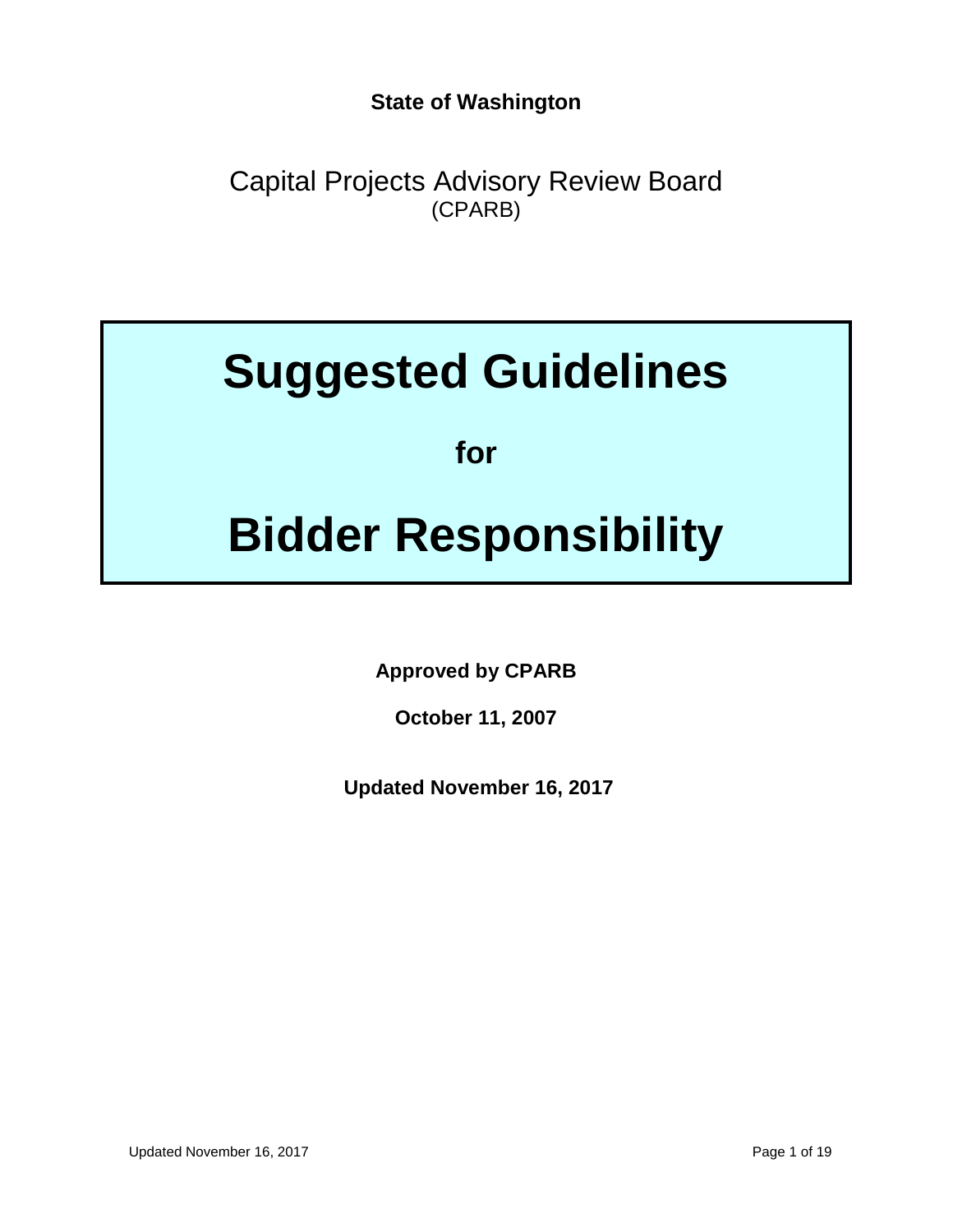**State of Washington**

Capital Projects Advisory Review Board
(CPARB)

# Suggested Guidelines

## for

# Bidder Responsibility

**Approved by CPARB**

**October 11, 2007**

**Updated November 16, 2017**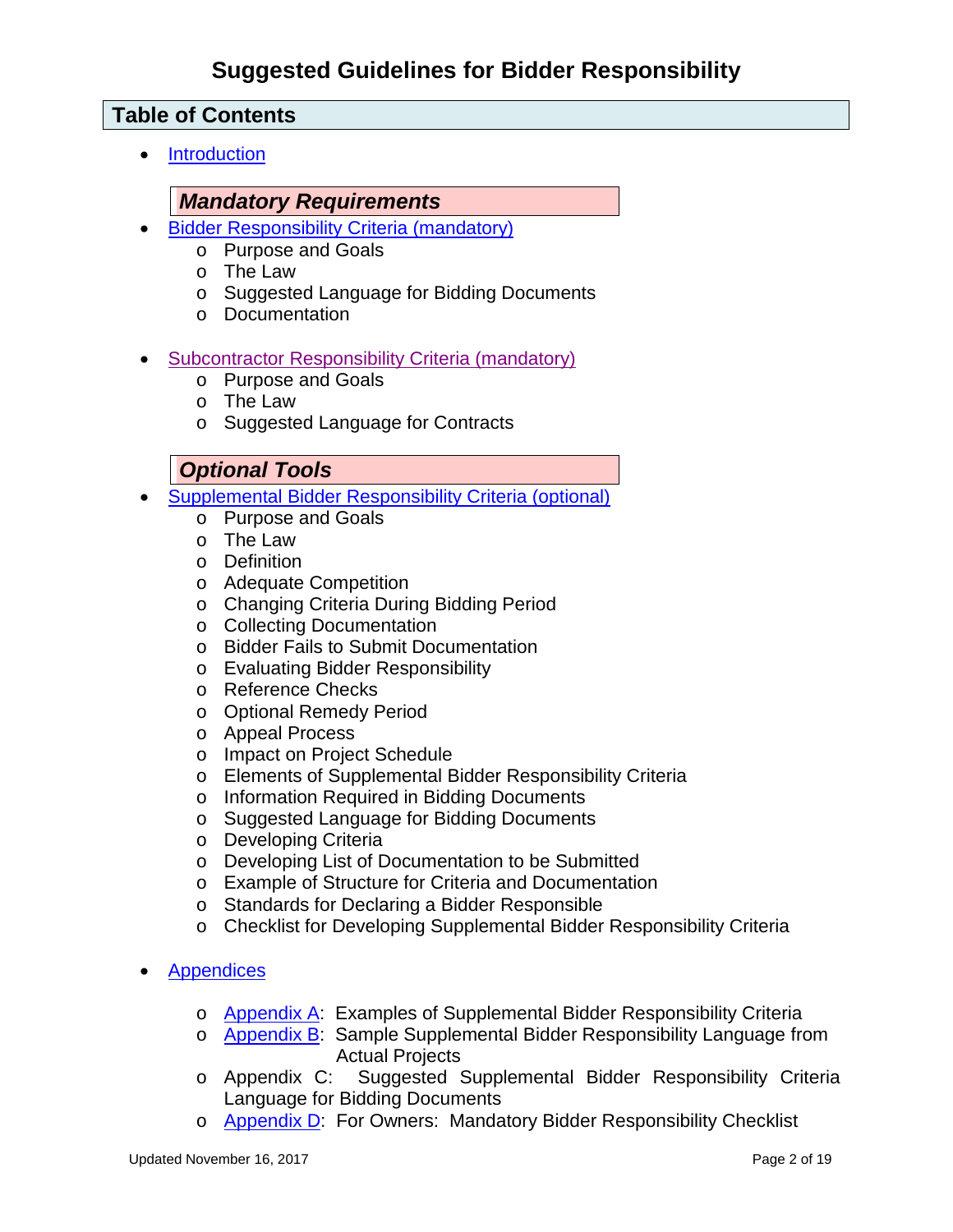# Suggested Guidelines for Bidder Responsibility

## Table of Contents

- Introduction

### *Mandatory Requirements*

- Bidder Responsibility Criteria (mandatory)
  - Purpose and Goals
  - The Law
  - Suggested Language for Bidding Documents
  - Documentation

- Subcontractor Responsibility Criteria (mandatory)
  - Purpose and Goals
  - The Law
  - Suggested Language for Contracts

### *Optional Tools*

- Supplemental Bidder Responsibility Criteria (optional)
  - Purpose and Goals
  - The Law
  - Definition
  - Adequate Competition
  - Changing Criteria During Bidding Period
  - Collecting Documentation
  - Bidder Fails to Submit Documentation
  - Evaluating Bidder Responsibility
  - Reference Checks
  - Optional Remedy Period
  - Appeal Process
  - Impact on Project Schedule
  - Elements of Supplemental Bidder Responsibility Criteria
  - Information Required in Bidding Documents
  - Suggested Language for Bidding Documents
  - Developing Criteria
  - Developing List of Documentation to be Submitted
  - Example of Structure for Criteria and Documentation
  - Standards for Declaring a Bidder Responsible
  - Checklist for Developing Supplemental Bidder Responsibility Criteria

- Appendices
  - Appendix A: Examples of Supplemental Bidder Responsibility Criteria
  - Appendix B: Sample Supplemental Bidder Responsibility Language from Actual Projects
  - Appendix C: Suggested Supplemental Bidder Responsibility Criteria Language for Bidding Documents
  - Appendix D: For Owners: Mandatory Bidder Responsibility Checklist

Updated November 16, 2017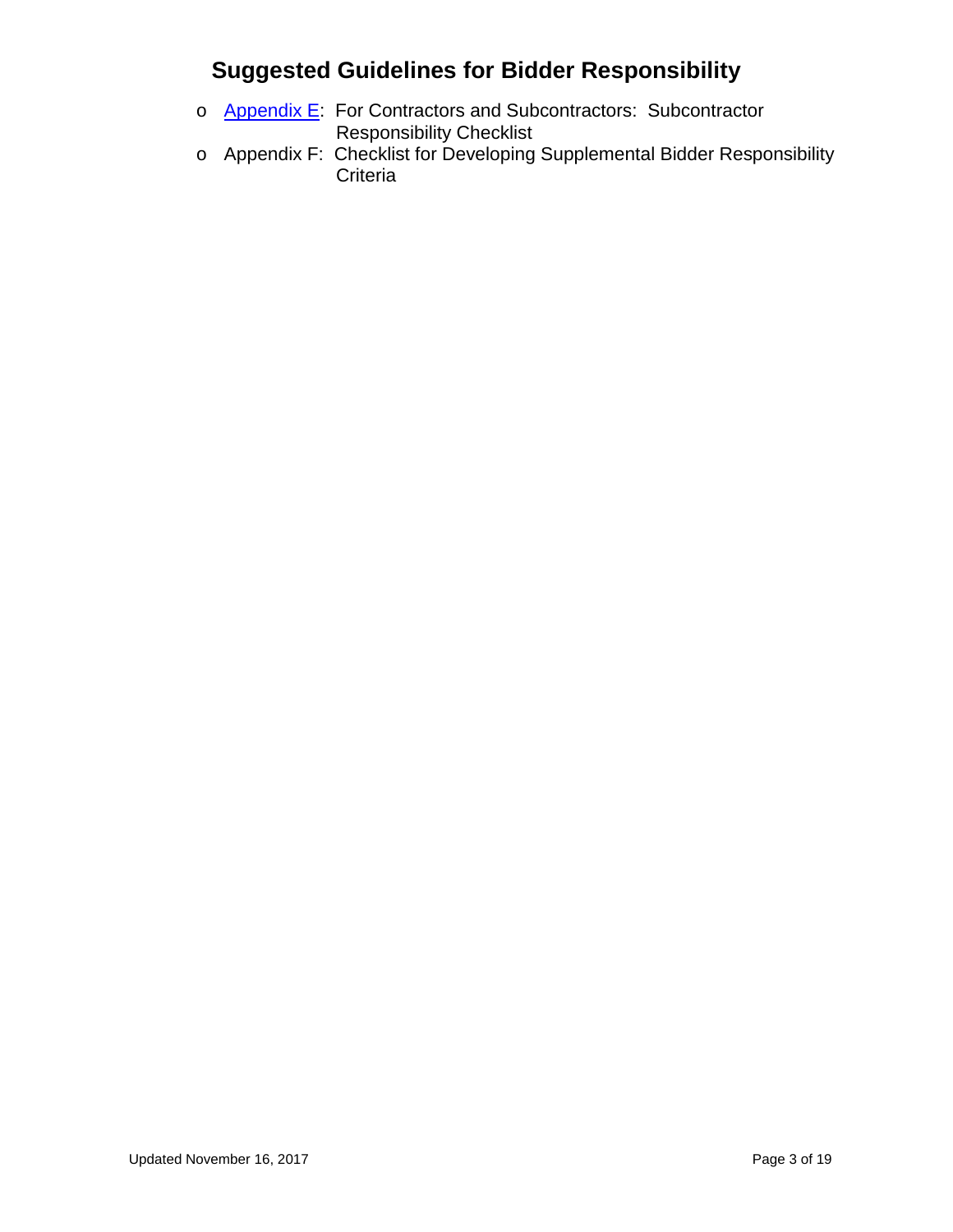- Appendix E: For Contractors and Subcontractors: Subcontractor Responsibility Checklist
- Appendix F: Checklist for Developing Supplemental Bidder Responsibility Criteria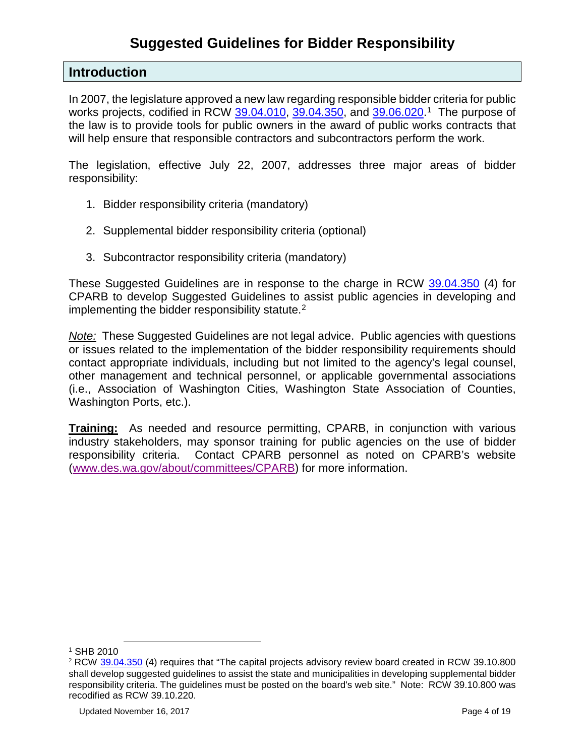# Suggested Guidelines for Bidder Responsibility

## Introduction

In 2007, the legislature approved a new law regarding responsible bidder criteria for public works projects, codified in RCW 39.04.010, 39.04.350, and 39.06.020.[1] The purpose of the law is to provide tools for public owners in the award of public works contracts that will help ensure that responsible contractors and subcontractors perform the work.

The legislation, effective July 22, 2007, addresses three major areas of bidder responsibility:

1. Bidder responsibility criteria (mandatory)
2. Supplemental bidder responsibility criteria (optional)
3. Subcontractor responsibility criteria (mandatory)

These Suggested Guidelines are in response to the charge in RCW 39.04.350 (4) for CPARB to develop Suggested Guidelines to assist public agencies in developing and implementing the bidder responsibility statute.[2]

*Note:* These Suggested Guidelines are not legal advice. Public agencies with questions or issues related to the implementation of the bidder responsibility requirements should contact appropriate individuals, including but not limited to the agency's legal counsel, other management and technical personnel, or applicable governmental associations (i.e., Association of Washington Cities, Washington State Association of Counties, Washington Ports, etc.).

**Training:** As needed and resource permitting, CPARB, in conjunction with various industry stakeholders, may sponsor training for public agencies on the use of bidder responsibility criteria. Contact CPARB personnel as noted on CPARB's website (www.des.wa.gov/about/committees/CPARB) for more information.

---

[1] SHB 2010

[2] RCW 39.04.350 (4) requires that "The capital projects advisory review board created in RCW 39.10.800 shall develop suggested guidelines to assist the state and municipalities in developing supplemental bidder responsibility criteria. The guidelines must be posted on the board's web site." Note: RCW 39.10.800 was recodified as RCW 39.10.220.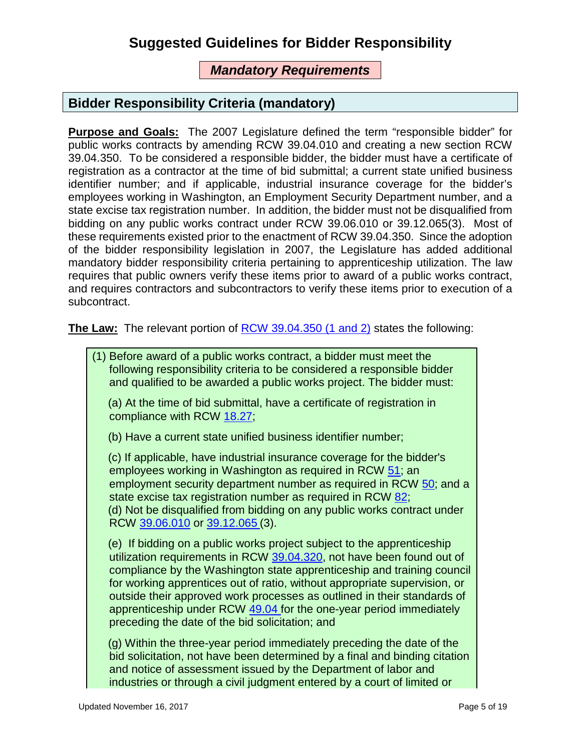# Suggested Guidelines for Bidder Responsibility

***Mandatory Requirements***

## Bidder Responsibility Criteria (mandatory)

**Purpose and Goals:** The 2007 Legislature defined the term "responsible bidder" for public works contracts by amending RCW 39.04.010 and creating a new section RCW 39.04.350. To be considered a responsible bidder, the bidder must have a certificate of registration as a contractor at the time of bid submittal; a current state unified business identifier number; and if applicable, industrial insurance coverage for the bidder's employees working in Washington, an Employment Security Department number, and a state excise tax registration number. In addition, the bidder must not be disqualified from bidding on any public works contract under RCW 39.06.010 or 39.12.065(3). Most of these requirements existed prior to the enactment of RCW 39.04.350. Since the adoption of the bidder responsibility legislation in 2007, the Legislature has added additional mandatory bidder responsibility criteria pertaining to apprenticeship utilization. The law requires that public owners verify these items prior to award of a public works contract, and requires contractors and subcontractors to verify these items prior to execution of a subcontract.

**The Law:** The relevant portion of RCW 39.04.350 (1 and 2) states the following:

> (1) Before award of a public works contract, a bidder must meet the following responsibility criteria to be considered a responsible bidder and qualified to be awarded a public works project. The bidder must:
>
> (a) At the time of bid submittal, have a certificate of registration in compliance with RCW 18.27;
>
> (b) Have a current state unified business identifier number;
>
> (c) If applicable, have industrial insurance coverage for the bidder's employees working in Washington as required in RCW 51; an employment security department number as required in RCW 50; and a state excise tax registration number as required in RCW 82;
>
> (d) Not be disqualified from bidding on any public works contract under RCW 39.06.010 or 39.12.065 (3).
>
> (e) If bidding on a public works project subject to the apprenticeship utilization requirements in RCW 39.04.320, not have been found out of compliance by the Washington state apprenticeship and training council for working apprentices out of ratio, without appropriate supervision, or outside their approved work processes as outlined in their standards of apprenticeship under RCW 49.04 for the one-year period immediately preceding the date of the bid solicitation; and
>
> (g) Within the three-year period immediately preceding the date of the bid solicitation, not have been determined by a final and binding citation and notice of assessment issued by the Department of labor and industries or through a civil judgment entered by a court of limited or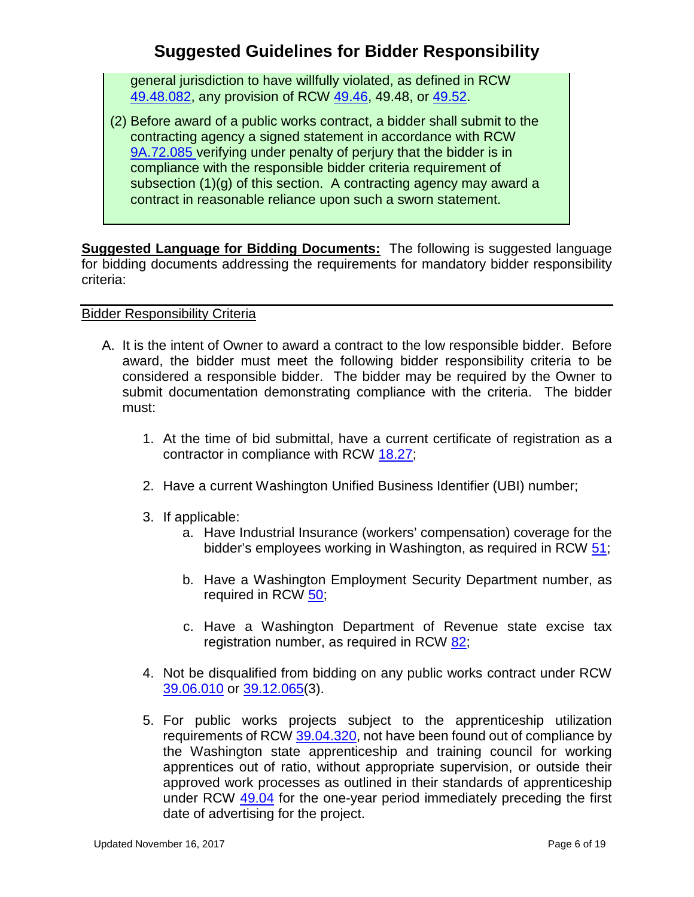general jurisdiction to have willfully violated, as defined in RCW 49.48.082, any provision of RCW 49.46, 49.48, or 49.52.

(2) Before award of a public works contract, a bidder shall submit to the contracting agency a signed statement in accordance with RCW 9A.72.085 verifying under penalty of perjury that the bidder is in compliance with the responsible bidder criteria requirement of subsection (1)(g) of this section. A contracting agency may award a contract in reasonable reliance upon such a sworn statement.

**Suggested Language for Bidding Documents:** The following is suggested language for bidding documents addressing the requirements for mandatory bidder responsibility criteria:

---

Bidder Responsibility Criteria

A. It is the intent of Owner to award a contract to the low responsible bidder. Before award, the bidder must meet the following bidder responsibility criteria to be considered a responsible bidder. The bidder may be required by the Owner to submit documentation demonstrating compliance with the criteria. The bidder must:

   1. At the time of bid submittal, have a current certificate of registration as a contractor in compliance with RCW 18.27;

   2. Have a current Washington Unified Business Identifier (UBI) number;

   3. If applicable:
      a. Have Industrial Insurance (workers' compensation) coverage for the bidder's employees working in Washington, as required in RCW 51;

      b. Have a Washington Employment Security Department number, as required in RCW 50;

      c. Have a Washington Department of Revenue state excise tax registration number, as required in RCW 82;

   4. Not be disqualified from bidding on any public works contract under RCW 39.06.010 or 39.12.065(3).

   5. For public works projects subject to the apprenticeship utilization requirements of RCW 39.04.320, not have been found out of compliance by the Washington state apprenticeship and training council for working apprentices out of ratio, without appropriate supervision, or outside their approved work processes as outlined in their standards of apprenticeship under RCW 49.04 for the one-year period immediately preceding the first date of advertising for the project.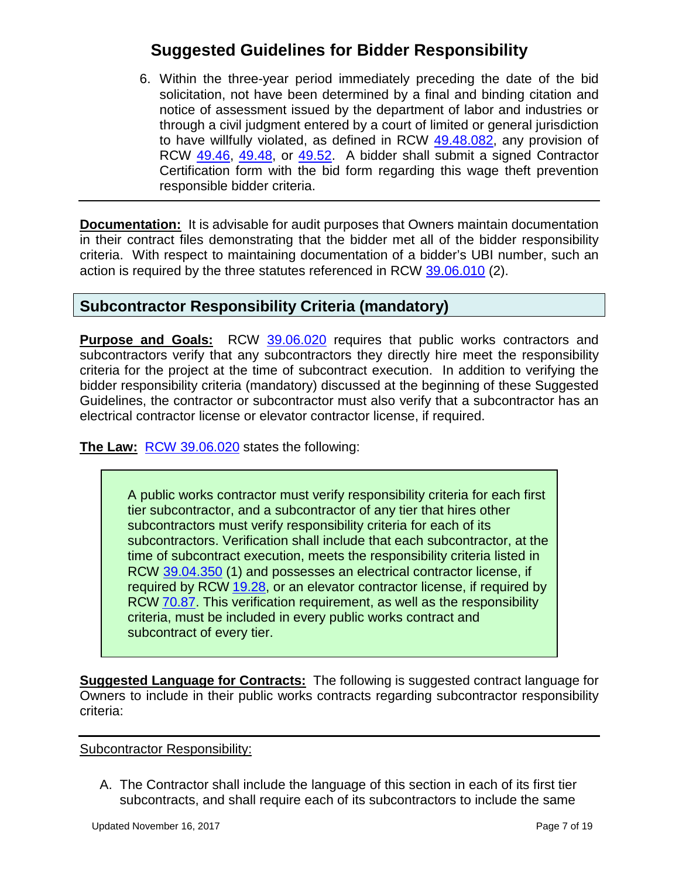# Suggested Guidelines for Bidder Responsibility

6. Within the three-year period immediately preceding the date of the bid solicitation, not have been determined by a final and binding citation and notice of assessment issued by the department of labor and industries or through a civil judgment entered by a court of limited or general jurisdiction to have willfully violated, as defined in RCW 49.48.082, any provision of RCW 49.46, 49.48, or 49.52. A bidder shall submit a signed Contractor Certification form with the bid form regarding this wage theft prevention responsible bidder criteria.

---

**Documentation:** It is advisable for audit purposes that Owners maintain documentation in their contract files demonstrating that the bidder met all of the bidder responsibility criteria. With respect to maintaining documentation of a bidder's UBI number, such an action is required by the three statutes referenced in RCW 39.06.010 (2).

## Subcontractor Responsibility Criteria (mandatory)

**Purpose and Goals:** RCW 39.06.020 requires that public works contractors and subcontractors verify that any subcontractors they directly hire meet the responsibility criteria for the project at the time of subcontract execution. In addition to verifying the bidder responsibility criteria (mandatory) discussed at the beginning of these Suggested Guidelines, the contractor or subcontractor must also verify that a subcontractor has an electrical contractor license or elevator contractor license, if required.

**The Law:** RCW 39.06.020 states the following:

> A public works contractor must verify responsibility criteria for each first tier subcontractor, and a subcontractor of any tier that hires other subcontractors must verify responsibility criteria for each of its subcontractors. Verification shall include that each subcontractor, at the time of subcontract execution, meets the responsibility criteria listed in RCW 39.04.350 (1) and possesses an electrical contractor license, if required by RCW 19.28, or an elevator contractor license, if required by RCW 70.87. This verification requirement, as well as the responsibility criteria, must be included in every public works contract and subcontract of every tier.

**Suggested Language for Contracts:** The following is suggested contract language for Owners to include in their public works contracts regarding subcontractor responsibility criteria:

---

Subcontractor Responsibility:

A. The Contractor shall include the language of this section in each of its first tier subcontracts, and shall require each of its subcontractors to include the same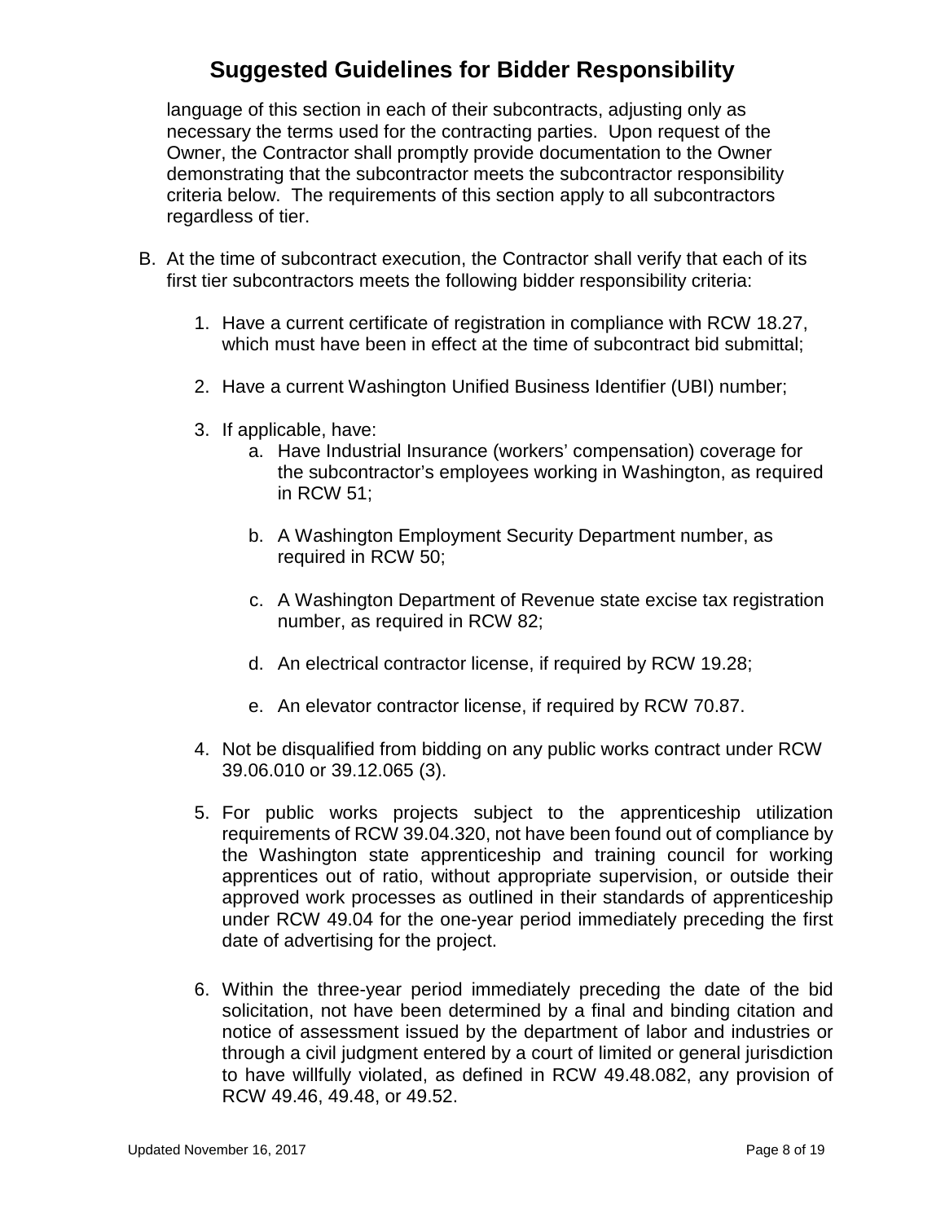language of this section in each of their subcontracts, adjusting only as necessary the terms used for the contracting parties. Upon request of the Owner, the Contractor shall promptly provide documentation to the Owner demonstrating that the subcontractor meets the subcontractor responsibility criteria below. The requirements of this section apply to all subcontractors regardless of tier.

B. At the time of subcontract execution, the Contractor shall verify that each of its first tier subcontractors meets the following bidder responsibility criteria:

   1. Have a current certificate of registration in compliance with RCW 18.27, which must have been in effect at the time of subcontract bid submittal;

   2. Have a current Washington Unified Business Identifier (UBI) number;

   3. If applicable, have:

      a. Have Industrial Insurance (workers' compensation) coverage for the subcontractor's employees working in Washington, as required in RCW 51;

      b. A Washington Employment Security Department number, as required in RCW 50;

      c. A Washington Department of Revenue state excise tax registration number, as required in RCW 82;

      d. An electrical contractor license, if required by RCW 19.28;

      e. An elevator contractor license, if required by RCW 70.87.

   4. Not be disqualified from bidding on any public works contract under RCW 39.06.010 or 39.12.065 (3).

   5. For public works projects subject to the apprenticeship utilization requirements of RCW 39.04.320, not have been found out of compliance by the Washington state apprenticeship and training council for working apprentices out of ratio, without appropriate supervision, or outside their approved work processes as outlined in their standards of apprenticeship under RCW 49.04 for the one-year period immediately preceding the first date of advertising for the project.

   6. Within the three-year period immediately preceding the date of the bid solicitation, not have been determined by a final and binding citation and notice of assessment issued by the department of labor and industries or through a civil judgment entered by a court of limited or general jurisdiction to have willfully violated, as defined in RCW 49.48.082, any provision of RCW 49.46, 49.48, or 49.52.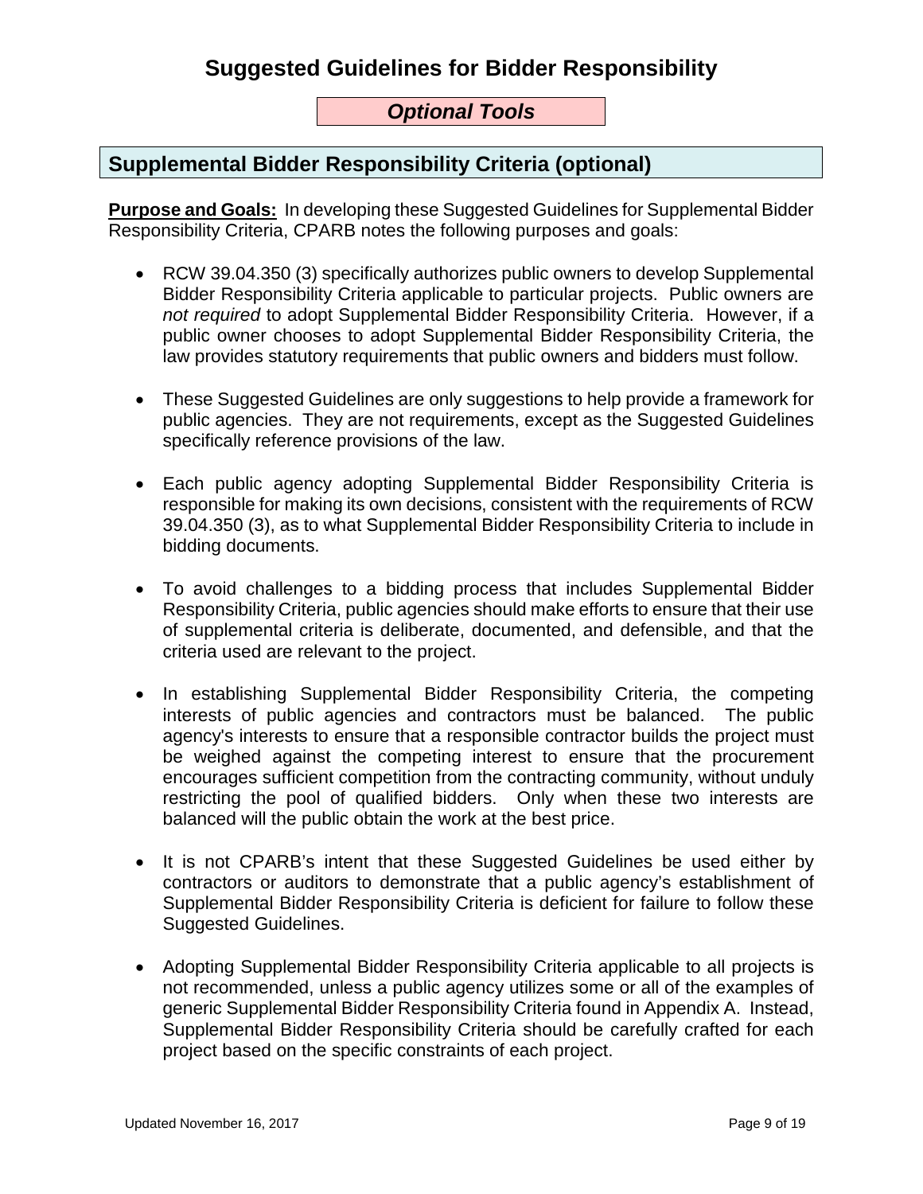# Suggested Guidelines for Bidder Responsibility

***Optional Tools***

## Supplemental Bidder Responsibility Criteria (optional)

**Purpose and Goals:** In developing these Suggested Guidelines for Supplemental Bidder Responsibility Criteria, CPARB notes the following purposes and goals:

- RCW 39.04.350 (3) specifically authorizes public owners to develop Supplemental Bidder Responsibility Criteria applicable to particular projects. Public owners are *not required* to adopt Supplemental Bidder Responsibility Criteria. However, if a public owner chooses to adopt Supplemental Bidder Responsibility Criteria, the law provides statutory requirements that public owners and bidders must follow.

- These Suggested Guidelines are only suggestions to help provide a framework for public agencies. They are not requirements, except as the Suggested Guidelines specifically reference provisions of the law.

- Each public agency adopting Supplemental Bidder Responsibility Criteria is responsible for making its own decisions, consistent with the requirements of RCW 39.04.350 (3), as to what Supplemental Bidder Responsibility Criteria to include in bidding documents.

- To avoid challenges to a bidding process that includes Supplemental Bidder Responsibility Criteria, public agencies should make efforts to ensure that their use of supplemental criteria is deliberate, documented, and defensible, and that the criteria used are relevant to the project.

- In establishing Supplemental Bidder Responsibility Criteria, the competing interests of public agencies and contractors must be balanced. The public agency's interests to ensure that a responsible contractor builds the project must be weighed against the competing interest to ensure that the procurement encourages sufficient competition from the contracting community, without unduly restricting the pool of qualified bidders. Only when these two interests are balanced will the public obtain the work at the best price.

- It is not CPARB's intent that these Suggested Guidelines be used either by contractors or auditors to demonstrate that a public agency's establishment of Supplemental Bidder Responsibility Criteria is deficient for failure to follow these Suggested Guidelines.

- Adopting Supplemental Bidder Responsibility Criteria applicable to all projects is not recommended, unless a public agency utilizes some or all of the examples of generic Supplemental Bidder Responsibility Criteria found in Appendix A. Instead, Supplemental Bidder Responsibility Criteria should be carefully crafted for each project based on the specific constraints of each project.

Updated November 16, 2017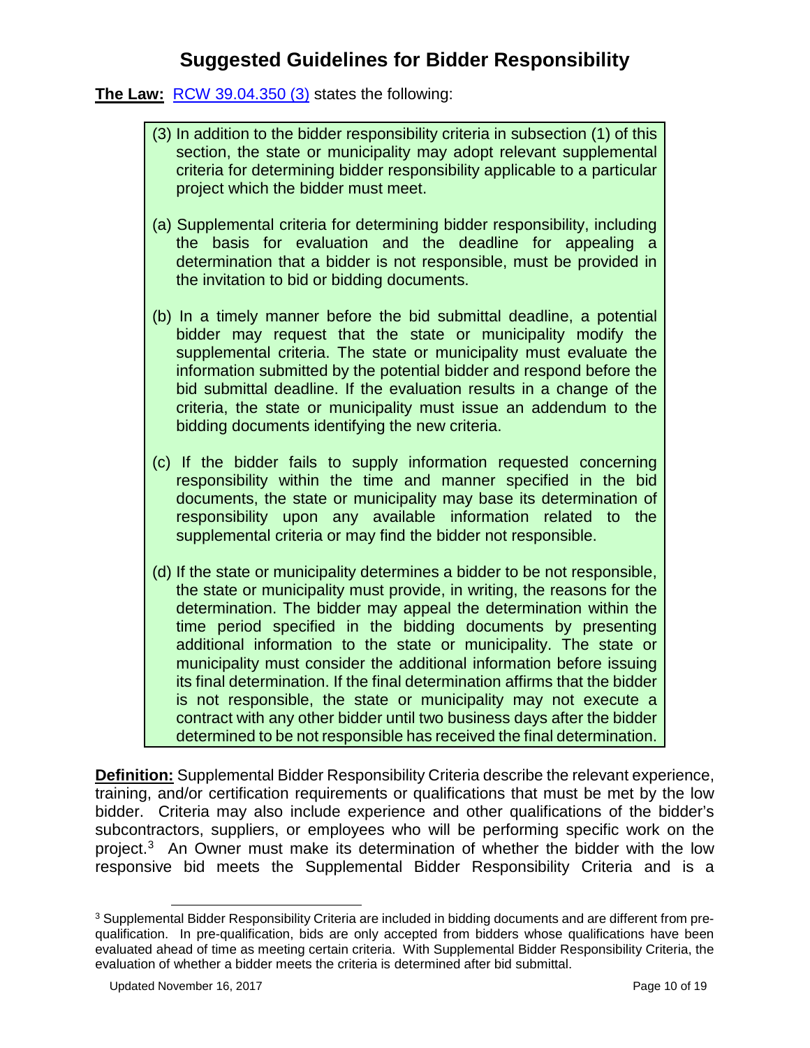# Suggested Guidelines for Bidder Responsibility

**The Law:** RCW 39.04.350 (3) states the following:

> (3) In addition to the bidder responsibility criteria in subsection (1) of this section, the state or municipality may adopt relevant supplemental criteria for determining bidder responsibility applicable to a particular project which the bidder must meet.
>
> (a) Supplemental criteria for determining bidder responsibility, including the basis for evaluation and the deadline for appealing a determination that a bidder is not responsible, must be provided in the invitation to bid or bidding documents.
>
> (b) In a timely manner before the bid submittal deadline, a potential bidder may request that the state or municipality modify the supplemental criteria. The state or municipality must evaluate the information submitted by the potential bidder and respond before the bid submittal deadline. If the evaluation results in a change of the criteria, the state or municipality must issue an addendum to the bidding documents identifying the new criteria.
>
> (c) If the bidder fails to supply information requested concerning responsibility within the time and manner specified in the bid documents, the state or municipality may base its determination of responsibility upon any available information related to the supplemental criteria or may find the bidder not responsible.
>
> (d) If the state or municipality determines a bidder to be not responsible, the state or municipality must provide, in writing, the reasons for the determination. The bidder may appeal the determination within the time period specified in the bidding documents by presenting additional information to the state or municipality. The state or municipality must consider the additional information before issuing its final determination. If the final determination affirms that the bidder is not responsible, the state or municipality may not execute a contract with any other bidder until two business days after the bidder determined to be not responsible has received the final determination.

**Definition:** Supplemental Bidder Responsibility Criteria describe the relevant experience, training, and/or certification requirements or qualifications that must be met by the low bidder. Criteria may also include experience and other qualifications of the bidder's subcontractors, suppliers, or employees who will be performing specific work on the project.[3] An Owner must make its determination of whether the bidder with the low responsive bid meets the Supplemental Bidder Responsibility Criteria and is a

[3] Supplemental Bidder Responsibility Criteria are included in bidding documents and are different from pre-qualification. In pre-qualification, bids are only accepted from bidders whose qualifications have been evaluated ahead of time as meeting certain criteria. With Supplemental Bidder Responsibility Criteria, the evaluation of whether a bidder meets the criteria is determined after bid submittal.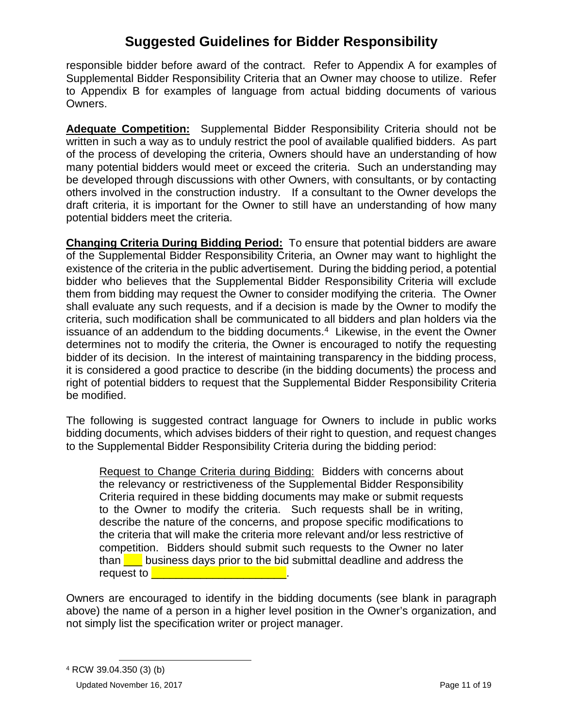responsible bidder before award of the contract. Refer to Appendix A for examples of Supplemental Bidder Responsibility Criteria that an Owner may choose to utilize. Refer to Appendix B for examples of language from actual bidding documents of various Owners.

**Adequate Competition:** Supplemental Bidder Responsibility Criteria should not be written in such a way as to unduly restrict the pool of available qualified bidders. As part of the process of developing the criteria, Owners should have an understanding of how many potential bidders would meet or exceed the criteria. Such an understanding may be developed through discussions with other Owners, with consultants, or by contacting others involved in the construction industry. If a consultant to the Owner develops the draft criteria, it is important for the Owner to still have an understanding of how many potential bidders meet the criteria.

**Changing Criteria During Bidding Period:** To ensure that potential bidders are aware of the Supplemental Bidder Responsibility Criteria, an Owner may want to highlight the existence of the criteria in the public advertisement. During the bidding period, a potential bidder who believes that the Supplemental Bidder Responsibility Criteria will exclude them from bidding may request the Owner to consider modifying the criteria. The Owner shall evaluate any such requests, and if a decision is made by the Owner to modify the criteria, such modification shall be communicated to all bidders and plan holders via the issuance of an addendum to the bidding documents.[4] Likewise, in the event the Owner determines not to modify the criteria, the Owner is encouraged to notify the requesting bidder of its decision. In the interest of maintaining transparency in the bidding process, it is considered a good practice to describe (in the bidding documents) the process and right of potential bidders to request that the Supplemental Bidder Responsibility Criteria be modified.

The following is suggested contract language for Owners to include in public works bidding documents, which advises bidders of their right to question, and request changes to the Supplemental Bidder Responsibility Criteria during the bidding period:

> Request to Change Criteria during Bidding: Bidders with concerns about the relevancy or restrictiveness of the Supplemental Bidder Responsibility Criteria required in these bidding documents may make or submit requests to the Owner to modify the criteria. Such requests shall be in writing, describe the nature of the concerns, and propose specific modifications to the criteria that will make the criteria more relevant and/or less restrictive of competition. Bidders should submit such requests to the Owner no later than ___ business days prior to the bid submittal deadline and address the request to ______________________.

Owners are encouraged to identify in the bidding documents (see blank in paragraph above) the name of a person in a higher level position in the Owner's organization, and not simply list the specification writer or project manager.

---

[4] RCW 39.04.350 (3) (b)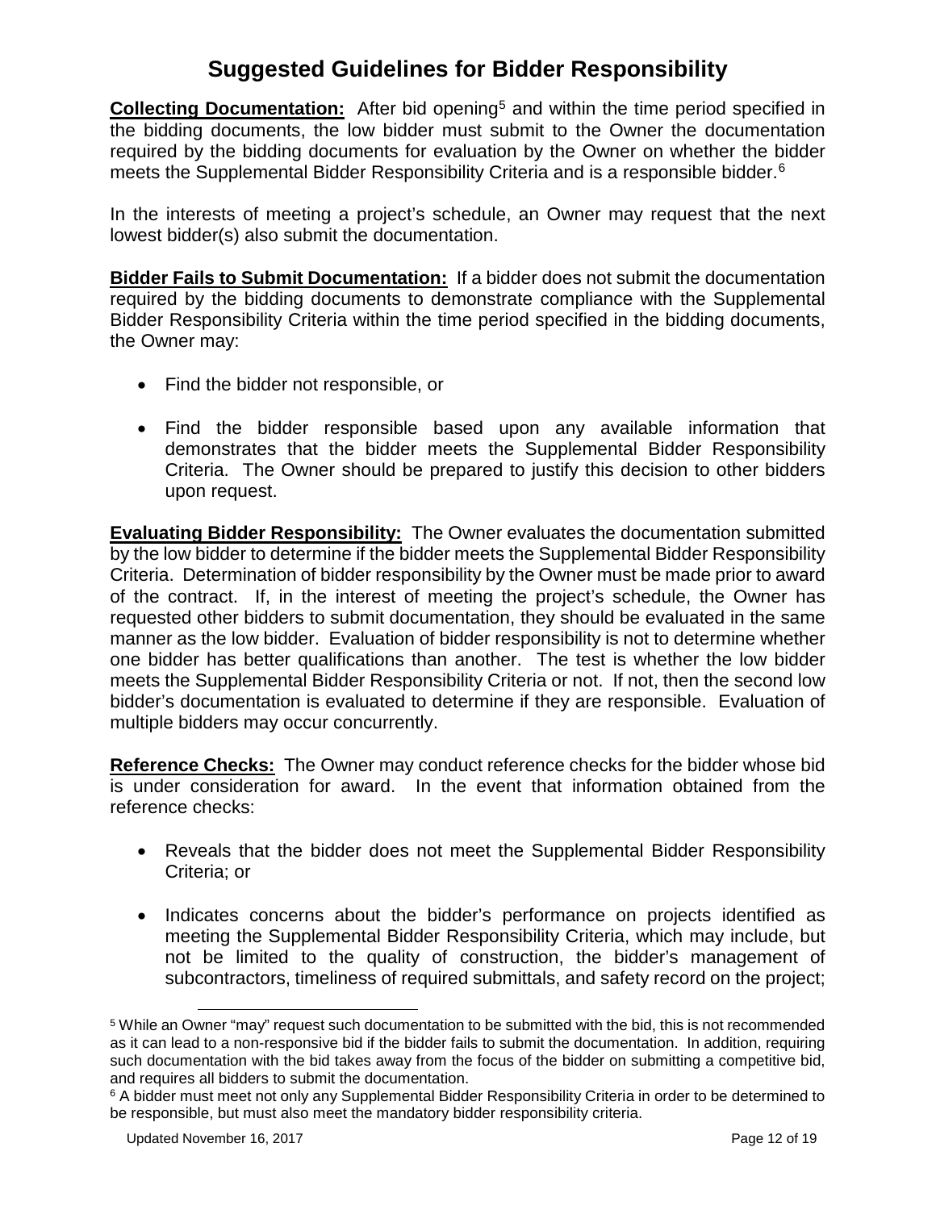# Suggested Guidelines for Bidder Responsibility

**Collecting Documentation:** After bid opening[5] and within the time period specified in the bidding documents, the low bidder must submit to the Owner the documentation required by the bidding documents for evaluation by the Owner on whether the bidder meets the Supplemental Bidder Responsibility Criteria and is a responsible bidder.[6]

In the interests of meeting a project's schedule, an Owner may request that the next lowest bidder(s) also submit the documentation.

**Bidder Fails to Submit Documentation:** If a bidder does not submit the documentation required by the bidding documents to demonstrate compliance with the Supplemental Bidder Responsibility Criteria within the time period specified in the bidding documents, the Owner may:

- Find the bidder not responsible, or
- Find the bidder responsible based upon any available information that demonstrates that the bidder meets the Supplemental Bidder Responsibility Criteria. The Owner should be prepared to justify this decision to other bidders upon request.

**Evaluating Bidder Responsibility:** The Owner evaluates the documentation submitted by the low bidder to determine if the bidder meets the Supplemental Bidder Responsibility Criteria. Determination of bidder responsibility by the Owner must be made prior to award of the contract. If, in the interest of meeting the project's schedule, the Owner has requested other bidders to submit documentation, they should be evaluated in the same manner as the low bidder. Evaluation of bidder responsibility is not to determine whether one bidder has better qualifications than another. The test is whether the low bidder meets the Supplemental Bidder Responsibility Criteria or not. If not, then the second low bidder's documentation is evaluated to determine if they are responsible. Evaluation of multiple bidders may occur concurrently.

**Reference Checks:** The Owner may conduct reference checks for the bidder whose bid is under consideration for award. In the event that information obtained from the reference checks:

- Reveals that the bidder does not meet the Supplemental Bidder Responsibility Criteria; or
- Indicates concerns about the bidder's performance on projects identified as meeting the Supplemental Bidder Responsibility Criteria, which may include, but not be limited to the quality of construction, the bidder's management of subcontractors, timeliness of required submittals, and safety record on the project;

---

[5] While an Owner "may" request such documentation to be submitted with the bid, this is not recommended as it can lead to a non-responsive bid if the bidder fails to submit the documentation. In addition, requiring such documentation with the bid takes away from the focus of the bidder on submitting a competitive bid, and requires all bidders to submit the documentation.

[6] A bidder must meet not only any Supplemental Bidder Responsibility Criteria in order to be determined to be responsible, but must also meet the mandatory bidder responsibility criteria.

Updated November 16, 2017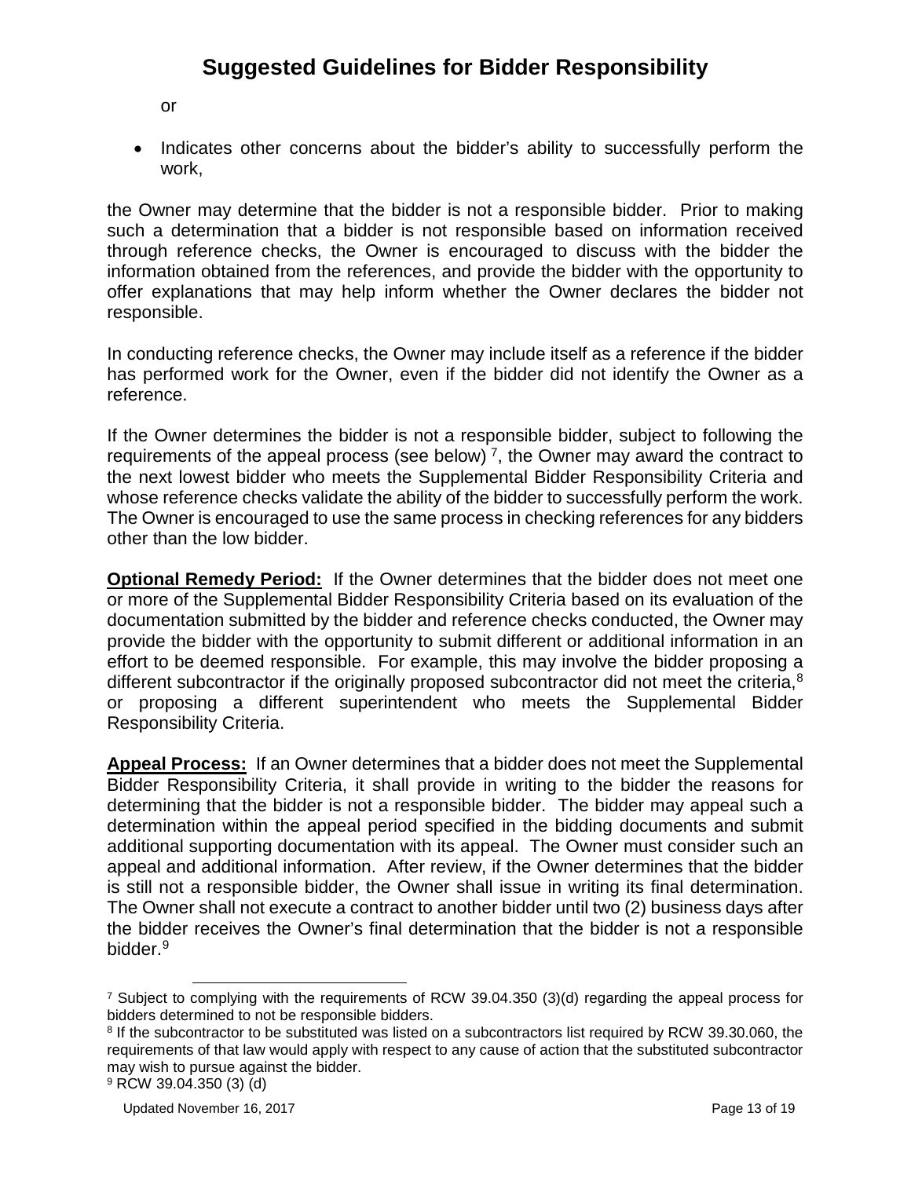or

- Indicates other concerns about the bidder's ability to successfully perform the work,

the Owner may determine that the bidder is not a responsible bidder. Prior to making such a determination that a bidder is not responsible based on information received through reference checks, the Owner is encouraged to discuss with the bidder the information obtained from the references, and provide the bidder with the opportunity to offer explanations that may help inform whether the Owner declares the bidder not responsible.

In conducting reference checks, the Owner may include itself as a reference if the bidder has performed work for the Owner, even if the bidder did not identify the Owner as a reference.

If the Owner determines the bidder is not a responsible bidder, subject to following the requirements of the appeal process (see below) [7], the Owner may award the contract to the next lowest bidder who meets the Supplemental Bidder Responsibility Criteria and whose reference checks validate the ability of the bidder to successfully perform the work. The Owner is encouraged to use the same process in checking references for any bidders other than the low bidder.

**Optional Remedy Period:** If the Owner determines that the bidder does not meet one or more of the Supplemental Bidder Responsibility Criteria based on its evaluation of the documentation submitted by the bidder and reference checks conducted, the Owner may provide the bidder with the opportunity to submit different or additional information in an effort to be deemed responsible. For example, this may involve the bidder proposing a different subcontractor if the originally proposed subcontractor did not meet the criteria,[8] or proposing a different superintendent who meets the Supplemental Bidder Responsibility Criteria.

**Appeal Process:** If an Owner determines that a bidder does not meet the Supplemental Bidder Responsibility Criteria, it shall provide in writing to the bidder the reasons for determining that the bidder is not a responsible bidder. The bidder may appeal such a determination within the appeal period specified in the bidding documents and submit additional supporting documentation with its appeal. The Owner must consider such an appeal and additional information. After review, if the Owner determines that the bidder is still not a responsible bidder, the Owner shall issue in writing its final determination. The Owner shall not execute a contract to another bidder until two (2) business days after the bidder receives the Owner's final determination that the bidder is not a responsible bidder.[9]

---

[7] Subject to complying with the requirements of RCW 39.04.350 (3)(d) regarding the appeal process for bidders determined to not be responsible bidders.

[8] If the subcontractor to be substituted was listed on a subcontractors list required by RCW 39.30.060, the requirements of that law would apply with respect to any cause of action that the substituted subcontractor may wish to pursue against the bidder.

[9] RCW 39.04.350 (3) (d)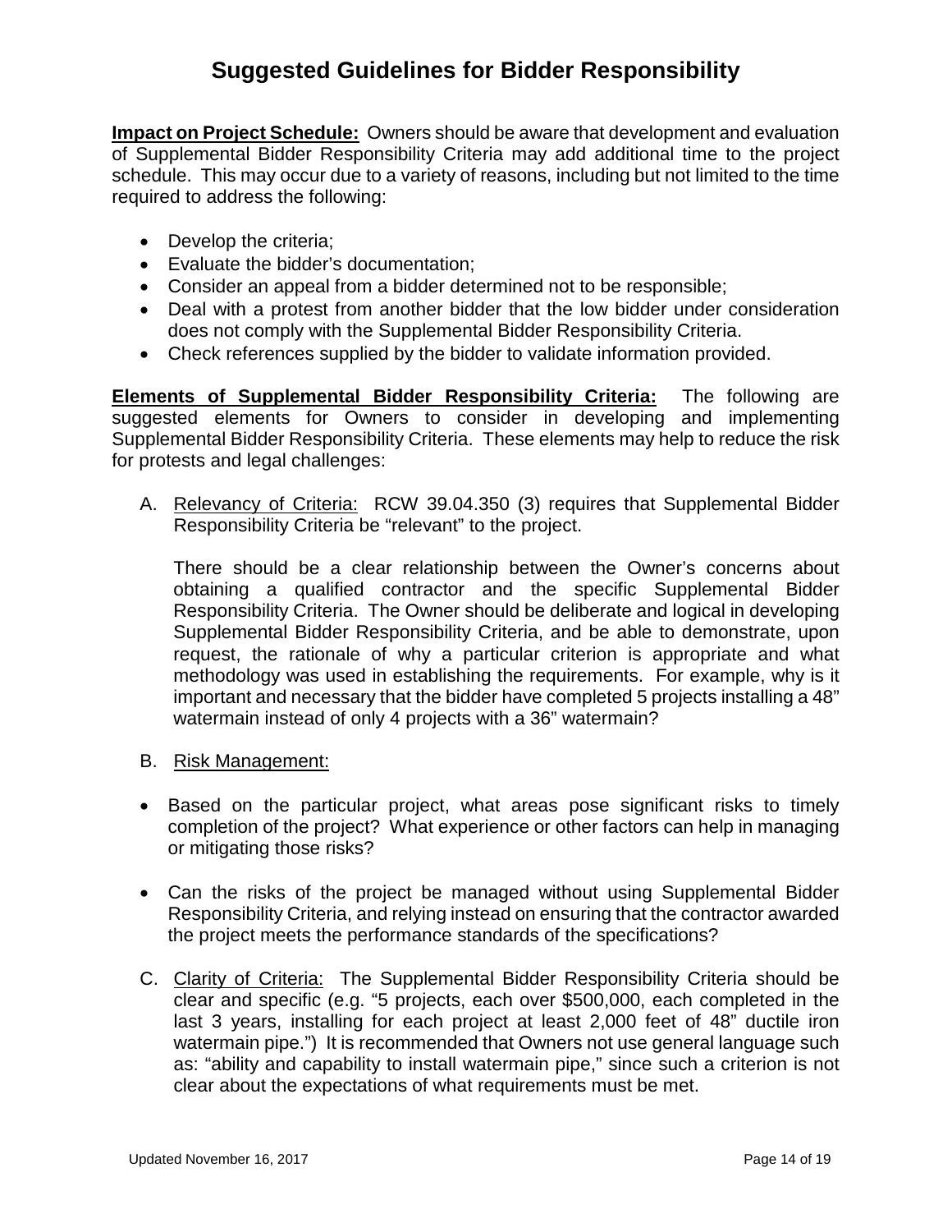# Suggested Guidelines for Bidder Responsibility

**Impact on Project Schedule:** Owners should be aware that development and evaluation of Supplemental Bidder Responsibility Criteria may add additional time to the project schedule. This may occur due to a variety of reasons, including but not limited to the time required to address the following:

- Develop the criteria;
- Evaluate the bidder's documentation;
- Consider an appeal from a bidder determined not to be responsible;
- Deal with a protest from another bidder that the low bidder under consideration does not comply with the Supplemental Bidder Responsibility Criteria.
- Check references supplied by the bidder to validate information provided.

**Elements of Supplemental Bidder Responsibility Criteria:** The following are suggested elements for Owners to consider in developing and implementing Supplemental Bidder Responsibility Criteria. These elements may help to reduce the risk for protests and legal challenges:

A. Relevancy of Criteria: RCW 39.04.350 (3) requires that Supplemental Bidder Responsibility Criteria be "relevant" to the project.

   There should be a clear relationship between the Owner's concerns about obtaining a qualified contractor and the specific Supplemental Bidder Responsibility Criteria. The Owner should be deliberate and logical in developing Supplemental Bidder Responsibility Criteria, and be able to demonstrate, upon request, the rationale of why a particular criterion is appropriate and what methodology was used in establishing the requirements. For example, why is it important and necessary that the bidder have completed 5 projects installing a 48" watermain instead of only 4 projects with a 36" watermain?

B. Risk Management:

- Based on the particular project, what areas pose significant risks to timely completion of the project? What experience or other factors can help in managing or mitigating those risks?

- Can the risks of the project be managed without using Supplemental Bidder Responsibility Criteria, and relying instead on ensuring that the contractor awarded the project meets the performance standards of the specifications?

C. Clarity of Criteria: The Supplemental Bidder Responsibility Criteria should be clear and specific (e.g. "5 projects, each over $500,000, each completed in the last 3 years, installing for each project at least 2,000 feet of 48" ductile iron watermain pipe.") It is recommended that Owners not use general language such as: "ability and capability to install watermain pipe," since such a criterion is not clear about the expectations of what requirements must be met.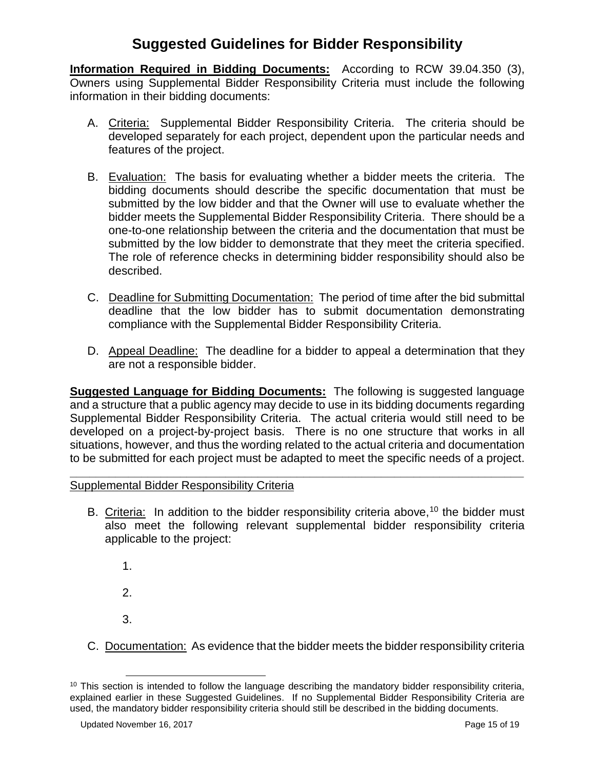# Suggested Guidelines for Bidder Responsibility

**Information Required in Bidding Documents:** According to RCW 39.04.350 (3), Owners using Supplemental Bidder Responsibility Criteria must include the following information in their bidding documents:

A. Criteria: Supplemental Bidder Responsibility Criteria. The criteria should be developed separately for each project, dependent upon the particular needs and features of the project.

B. Evaluation: The basis for evaluating whether a bidder meets the criteria. The bidding documents should describe the specific documentation that must be submitted by the low bidder and that the Owner will use to evaluate whether the bidder meets the Supplemental Bidder Responsibility Criteria. There should be a one-to-one relationship between the criteria and the documentation that must be submitted by the low bidder to demonstrate that they meet the criteria specified. The role of reference checks in determining bidder responsibility should also be described.

C. Deadline for Submitting Documentation: The period of time after the bid submittal deadline that the low bidder has to submit documentation demonstrating compliance with the Supplemental Bidder Responsibility Criteria.

D. Appeal Deadline: The deadline for a bidder to appeal a determination that they are not a responsible bidder.

**Suggested Language for Bidding Documents:** The following is suggested language and a structure that a public agency may decide to use in its bidding documents regarding Supplemental Bidder Responsibility Criteria. The actual criteria would still need to be developed on a project-by-project basis. There is no one structure that works in all situations, however, and thus the wording related to the actual criteria and documentation to be submitted for each project must be adapted to meet the specific needs of a project.

---

Supplemental Bidder Responsibility Criteria

B. Criteria: In addition to the bidder responsibility criteria above,[10] the bidder must also meet the following relevant supplemental bidder responsibility criteria applicable to the project:

1.

2.

3.

C. Documentation: As evidence that the bidder meets the bidder responsibility criteria

[10] This section is intended to follow the language describing the mandatory bidder responsibility criteria, explained earlier in these Suggested Guidelines. If no Supplemental Bidder Responsibility Criteria are used, the mandatory bidder responsibility criteria should still be described in the bidding documents.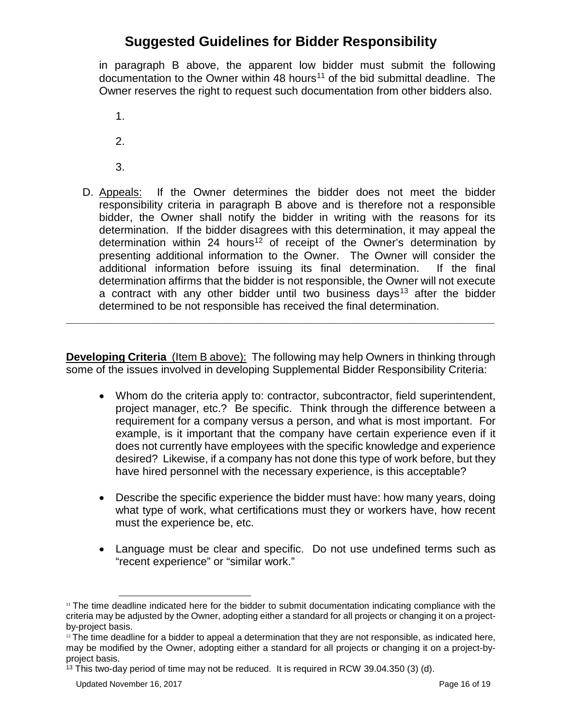in paragraph B above, the apparent low bidder must submit the following documentation to the Owner within 48 hours[11] of the bid submittal deadline. The Owner reserves the right to request such documentation from other bidders also.

1.

2.

3.

D. Appeals: If the Owner determines the bidder does not meet the bidder responsibility criteria in paragraph B above and is therefore not a responsible bidder, the Owner shall notify the bidder in writing with the reasons for its determination. If the bidder disagrees with this determination, it may appeal the determination within 24 hours[12] of receipt of the Owner's determination by presenting additional information to the Owner. The Owner will consider the additional information before issuing its final determination. If the final determination affirms that the bidder is not responsible, the Owner will not execute a contract with any other bidder until two business days[13] after the bidder determined to be not responsible has received the final determination.

---

**Developing Criteria** (Item B above): The following may help Owners in thinking through some of the issues involved in developing Supplemental Bidder Responsibility Criteria:

- Whom do the criteria apply to: contractor, subcontractor, field superintendent, project manager, etc.? Be specific. Think through the difference between a requirement for a company versus a person, and what is most important. For example, is it important that the company have certain experience even if it does not currently have employees with the specific knowledge and experience desired? Likewise, if a company has not done this type of work before, but they have hired personnel with the necessary experience, is this acceptable?

- Describe the specific experience the bidder must have: how many years, doing what type of work, what certifications must they or workers have, how recent must the experience be, etc.

- Language must be clear and specific. Do not use undefined terms such as "recent experience" or "similar work."

---

[11] The time deadline indicated here for the bidder to submit documentation indicating compliance with the criteria may be adjusted by the Owner, adopting either a standard for all projects or changing it on a project-by-project basis.

[12] The time deadline for a bidder to appeal a determination that they are not responsible, as indicated here, may be modified by the Owner, adopting either a standard for all projects or changing it on a project-by-project basis.

[13] This two-day period of time may not be reduced. It is required in RCW 39.04.350 (3) (d).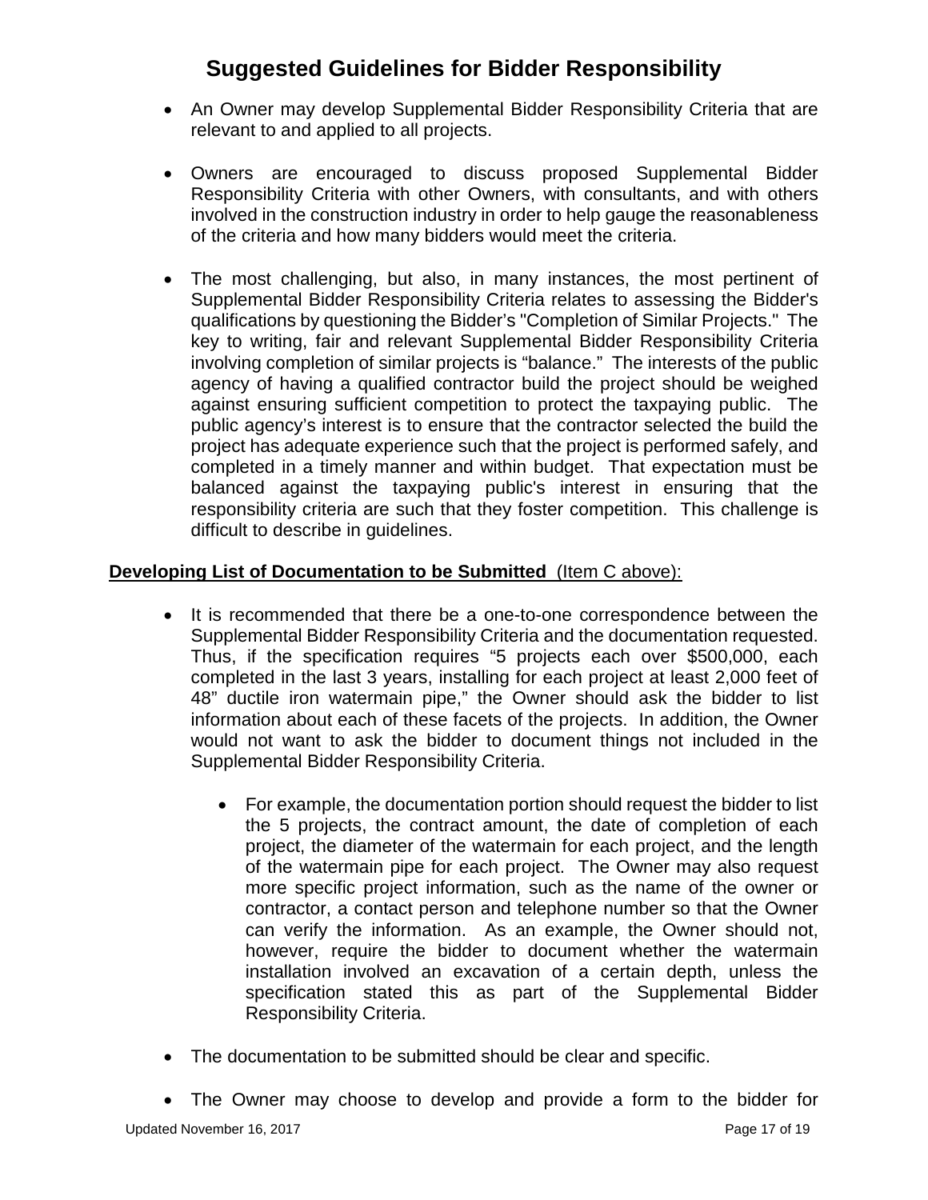# Suggested Guidelines for Bidder Responsibility

- An Owner may develop Supplemental Bidder Responsibility Criteria that are relevant to and applied to all projects.

- Owners are encouraged to discuss proposed Supplemental Bidder Responsibility Criteria with other Owners, with consultants, and with others involved in the construction industry in order to help gauge the reasonableness of the criteria and how many bidders would meet the criteria.

- The most challenging, but also, in many instances, the most pertinent of Supplemental Bidder Responsibility Criteria relates to assessing the Bidder's qualifications by questioning the Bidder's "Completion of Similar Projects." The key to writing, fair and relevant Supplemental Bidder Responsibility Criteria involving completion of similar projects is "balance." The interests of the public agency of having a qualified contractor build the project should be weighed against ensuring sufficient competition to protect the taxpaying public. The public agency's interest is to ensure that the contractor selected the build the project has adequate experience such that the project is performed safely, and completed in a timely manner and within budget. That expectation must be balanced against the taxpaying public's interest in ensuring that the responsibility criteria are such that they foster competition. This challenge is difficult to describe in guidelines.

**Developing List of Documentation to be Submitted** (Item C above):

- It is recommended that there be a one-to-one correspondence between the Supplemental Bidder Responsibility Criteria and the documentation requested. Thus, if the specification requires "5 projects each over $500,000, each completed in the last 3 years, installing for each project at least 2,000 feet of 48" ductile iron watermain pipe," the Owner should ask the bidder to list information about each of these facets of the projects. In addition, the Owner would not want to ask the bidder to document things not included in the Supplemental Bidder Responsibility Criteria.
  - For example, the documentation portion should request the bidder to list the 5 projects, the contract amount, the date of completion of each project, the diameter of the watermain for each project, and the length of the watermain pipe for each project. The Owner may also request more specific project information, such as the name of the owner or contractor, a contact person and telephone number so that the Owner can verify the information. As an example, the Owner should not, however, require the bidder to document whether the watermain installation involved an excavation of a certain depth, unless the specification stated this as part of the Supplemental Bidder Responsibility Criteria.

- The documentation to be submitted should be clear and specific.

- The Owner may choose to develop and provide a form to the bidder for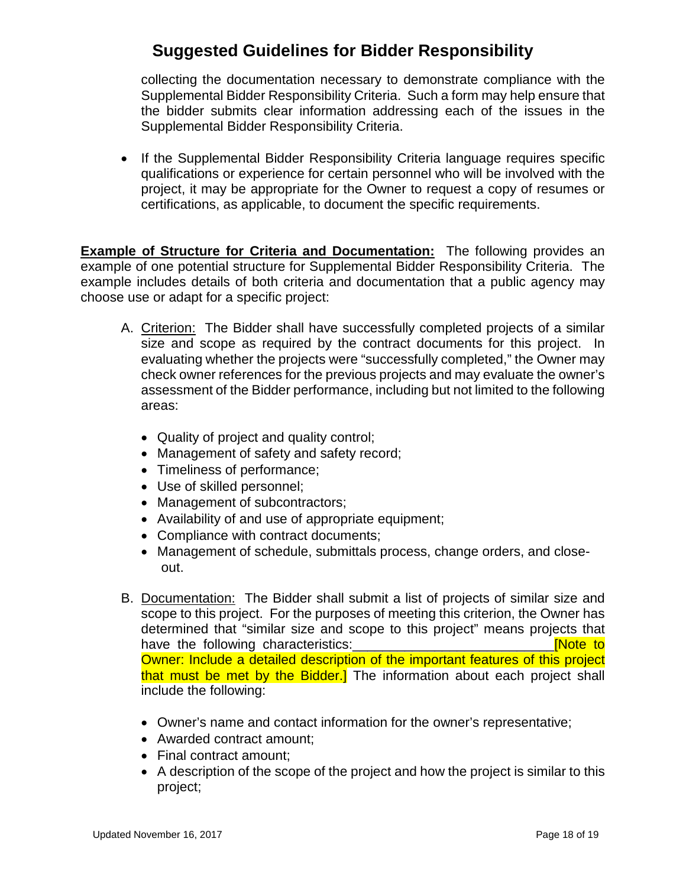collecting the documentation necessary to demonstrate compliance with the Supplemental Bidder Responsibility Criteria. Such a form may help ensure that the bidder submits clear information addressing each of the issues in the Supplemental Bidder Responsibility Criteria.

- If the Supplemental Bidder Responsibility Criteria language requires specific qualifications or experience for certain personnel who will be involved with the project, it may be appropriate for the Owner to request a copy of resumes or certifications, as applicable, to document the specific requirements.

**Example of Structure for Criteria and Documentation:** The following provides an example of one potential structure for Supplemental Bidder Responsibility Criteria. The example includes details of both criteria and documentation that a public agency may choose use or adapt for a specific project:

A. Criterion: The Bidder shall have successfully completed projects of a similar size and scope as required by the contract documents for this project. In evaluating whether the projects were "successfully completed," the Owner may check owner references for the previous projects and may evaluate the owner's assessment of the Bidder performance, including but not limited to the following areas:

   - Quality of project and quality control;
   - Management of safety and safety record;
   - Timeliness of performance;
   - Use of skilled personnel;
   - Management of subcontractors;
   - Availability of and use of appropriate equipment;
   - Compliance with contract documents;
   - Management of schedule, submittals process, change orders, and close-out.

B. Documentation: The Bidder shall submit a list of projects of similar size and scope to this project. For the purposes of meeting this criterion, the Owner has determined that "similar size and scope to this project" means projects that have the following characteristics:__________________________ [Note to Owner: Include a detailed description of the important features of this project that must be met by the Bidder.] The information about each project shall include the following:

   - Owner's name and contact information for the owner's representative;
   - Awarded contract amount;
   - Final contract amount;
   - A description of the scope of the project and how the project is similar to this project;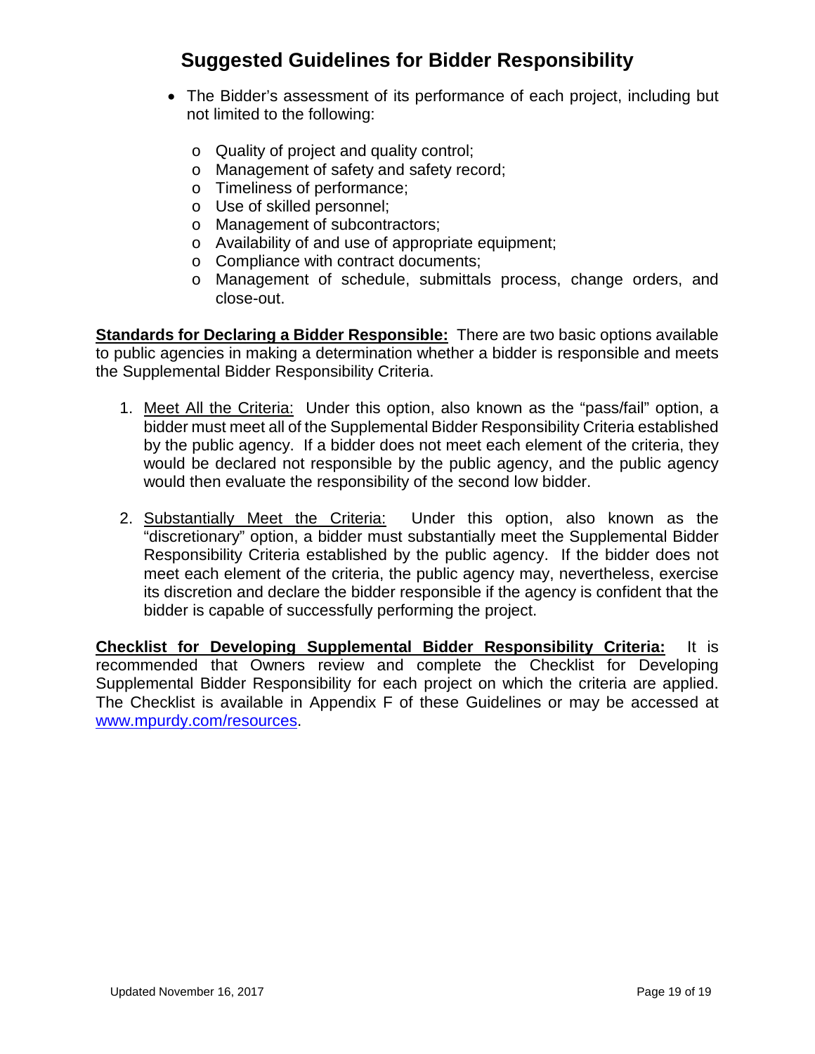## Suggested Guidelines for Bidder Responsibility

- The Bidder's assessment of its performance of each project, including but not limited to the following:
  - Quality of project and quality control;
  - Management of safety and safety record;
  - Timeliness of performance;
  - Use of skilled personnel;
  - Management of subcontractors;
  - Availability of and use of appropriate equipment;
  - Compliance with contract documents;
  - Management of schedule, submittals process, change orders, and close-out.

**Standards for Declaring a Bidder Responsible:** There are two basic options available to public agencies in making a determination whether a bidder is responsible and meets the Supplemental Bidder Responsibility Criteria.

1. Meet All the Criteria: Under this option, also known as the "pass/fail" option, a bidder must meet all of the Supplemental Bidder Responsibility Criteria established by the public agency. If a bidder does not meet each element of the criteria, they would be declared not responsible by the public agency, and the public agency would then evaluate the responsibility of the second low bidder.

2. Substantially Meet the Criteria: Under this option, also known as the "discretionary" option, a bidder must substantially meet the Supplemental Bidder Responsibility Criteria established by the public agency. If the bidder does not meet each element of the criteria, the public agency may, nevertheless, exercise its discretion and declare the bidder responsible if the agency is confident that the bidder is capable of successfully performing the project.

**Checklist for Developing Supplemental Bidder Responsibility Criteria:** It is recommended that Owners review and complete the Checklist for Developing Supplemental Bidder Responsibility for each project on which the criteria are applied. The Checklist is available in Appendix F of these Guidelines or may be accessed at www.mpurdy.com/resources.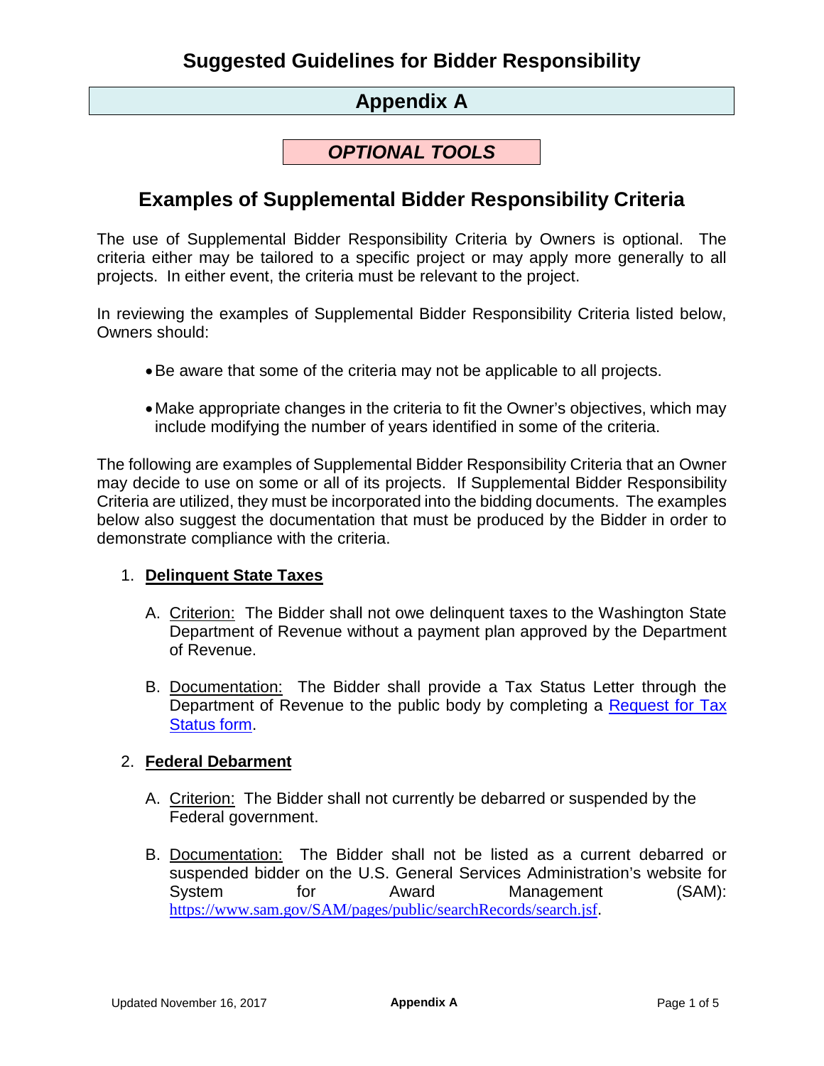# Suggested Guidelines for Bidder Responsibility

## Appendix A

***OPTIONAL TOOLS***

## Examples of Supplemental Bidder Responsibility Criteria

The use of Supplemental Bidder Responsibility Criteria by Owners is optional. The criteria either may be tailored to a specific project or may apply more generally to all projects. In either event, the criteria must be relevant to the project.

In reviewing the examples of Supplemental Bidder Responsibility Criteria listed below, Owners should:

- Be aware that some of the criteria may not be applicable to all projects.
- Make appropriate changes in the criteria to fit the Owner's objectives, which may include modifying the number of years identified in some of the criteria.

The following are examples of Supplemental Bidder Responsibility Criteria that an Owner may decide to use on some or all of its projects. If Supplemental Bidder Responsibility Criteria are utilized, they must be incorporated into the bidding documents. The examples below also suggest the documentation that must be produced by the Bidder in order to demonstrate compliance with the criteria.

1. **Delinquent State Taxes**

   A. Criterion: The Bidder shall not owe delinquent taxes to the Washington State Department of Revenue without a payment plan approved by the Department of Revenue.

   B. Documentation: The Bidder shall provide a Tax Status Letter through the Department of Revenue to the public body by completing a Request for Tax Status form.

2. **Federal Debarment**

   A. Criterion: The Bidder shall not currently be debarred or suspended by the Federal government.

   B. Documentation: The Bidder shall not be listed as a current debarred or suspended bidder on the U.S. General Services Administration's website for System for Award Management (SAM): https://www.sam.gov/SAM/pages/public/searchRecords/search.jsf.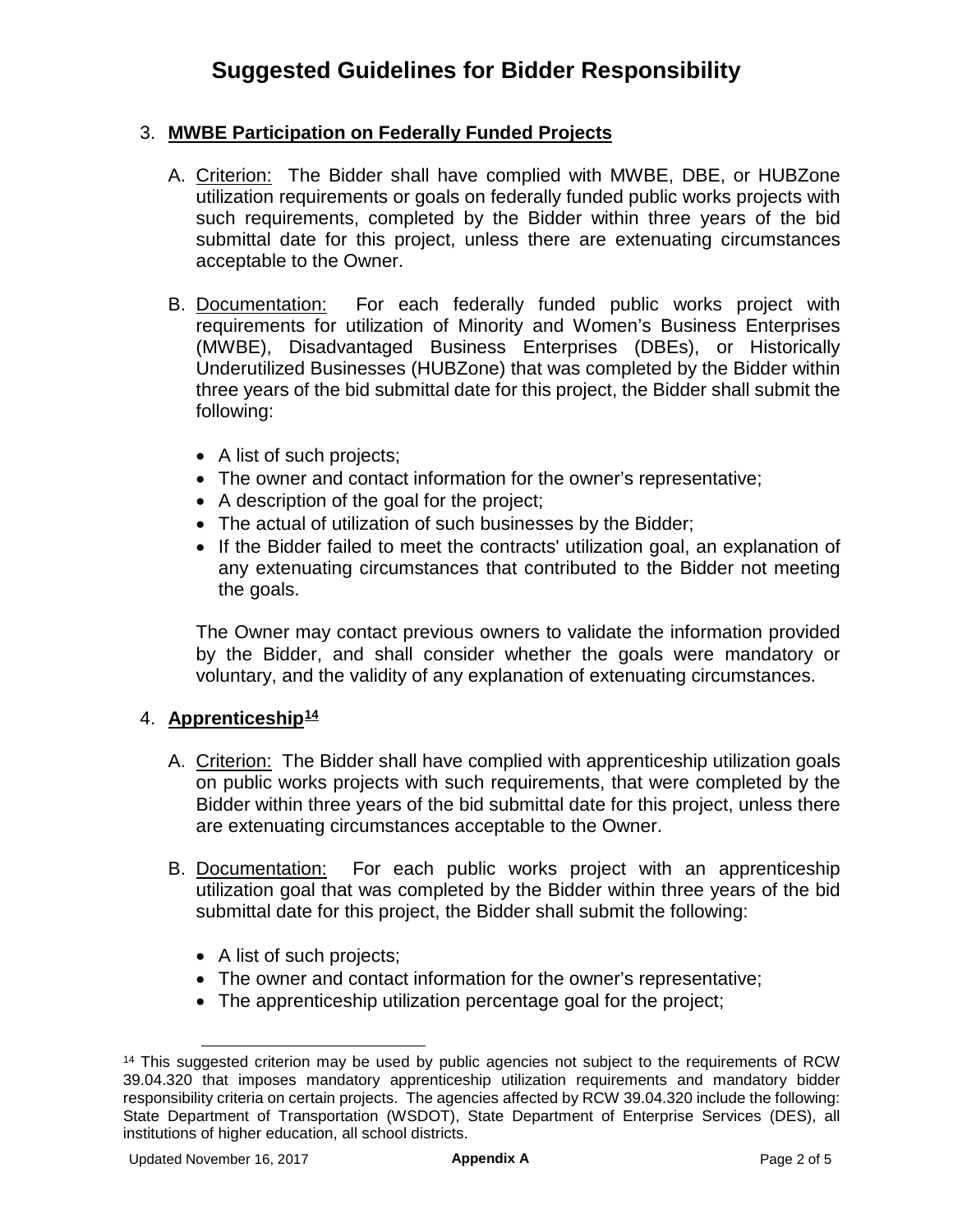# Suggested Guidelines for Bidder Responsibility

3. **MWBE Participation on Federally Funded Projects**

   A. Criterion: The Bidder shall have complied with MWBE, DBE, or HUBZone utilization requirements or goals on federally funded public works projects with such requirements, completed by the Bidder within three years of the bid submittal date for this project, unless there are extenuating circumstances acceptable to the Owner.

   B. Documentation: For each federally funded public works project with requirements for utilization of Minority and Women's Business Enterprises (MWBE), Disadvantaged Business Enterprises (DBEs), or Historically Underutilized Businesses (HUBZone) that was completed by the Bidder within three years of the bid submittal date for this project, the Bidder shall submit the following:

      - A list of such projects;
      - The owner and contact information for the owner's representative;
      - A description of the goal for the project;
      - The actual of utilization of such businesses by the Bidder;
      - If the Bidder failed to meet the contracts' utilization goal, an explanation of any extenuating circumstances that contributed to the Bidder not meeting the goals.

      The Owner may contact previous owners to validate the information provided by the Bidder, and shall consider whether the goals were mandatory or voluntary, and the validity of any explanation of extenuating circumstances.

4. **Apprenticeship[14]**

   A. Criterion: The Bidder shall have complied with apprenticeship utilization goals on public works projects with such requirements, that were completed by the Bidder within three years of the bid submittal date for this project, unless there are extenuating circumstances acceptable to the Owner.

   B. Documentation: For each public works project with an apprenticeship utilization goal that was completed by the Bidder within three years of the bid submittal date for this project, the Bidder shall submit the following:

      - A list of such projects;
      - The owner and contact information for the owner's representative;
      - The apprenticeship utilization percentage goal for the project;

[14] This suggested criterion may be used by public agencies not subject to the requirements of RCW 39.04.320 that imposes mandatory apprenticeship utilization requirements and mandatory bidder responsibility criteria on certain projects. The agencies affected by RCW 39.04.320 include the following: State Department of Transportation (WSDOT), State Department of Enterprise Services (DES), all institutions of higher education, all school districts.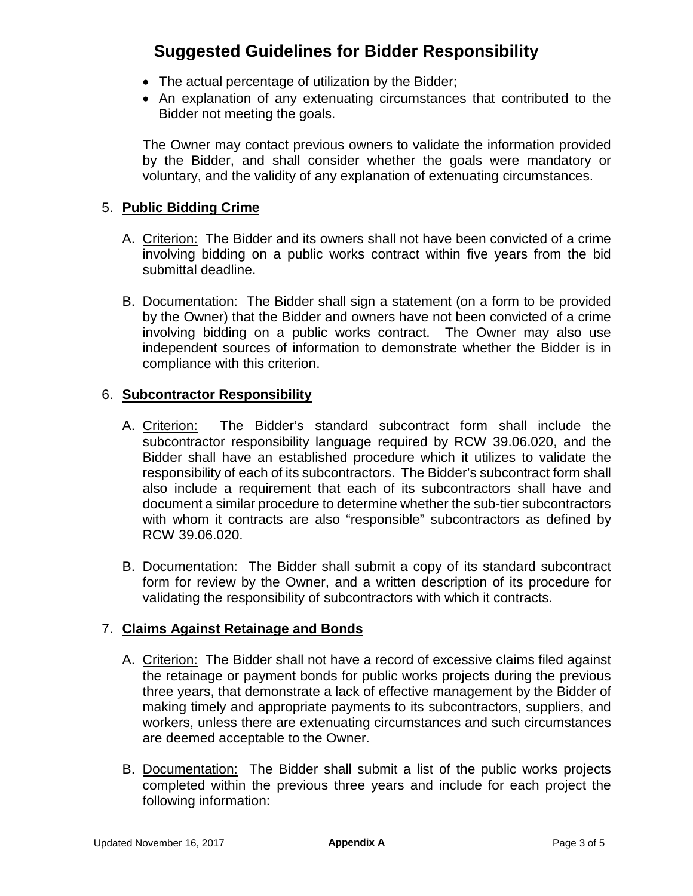# Suggested Guidelines for Bidder Responsibility

- The actual percentage of utilization by the Bidder;
- An explanation of any extenuating circumstances that contributed to the Bidder not meeting the goals.

The Owner may contact previous owners to validate the information provided by the Bidder, and shall consider whether the goals were mandatory or voluntary, and the validity of any explanation of extenuating circumstances.

5. **Public Bidding Crime**

   A. Criterion: The Bidder and its owners shall not have been convicted of a crime involving bidding on a public works contract within five years from the bid submittal deadline.

   B. Documentation: The Bidder shall sign a statement (on a form to be provided by the Owner) that the Bidder and owners have not been convicted of a crime involving bidding on a public works contract. The Owner may also use independent sources of information to demonstrate whether the Bidder is in compliance with this criterion.

6. **Subcontractor Responsibility**

   A. Criterion: The Bidder's standard subcontract form shall include the subcontractor responsibility language required by RCW 39.06.020, and the Bidder shall have an established procedure which it utilizes to validate the responsibility of each of its subcontractors. The Bidder's subcontract form shall also include a requirement that each of its subcontractors shall have and document a similar procedure to determine whether the sub-tier subcontractors with whom it contracts are also "responsible" subcontractors as defined by RCW 39.06.020.

   B. Documentation: The Bidder shall submit a copy of its standard subcontract form for review by the Owner, and a written description of its procedure for validating the responsibility of subcontractors with which it contracts.

7. **Claims Against Retainage and Bonds**

   A. Criterion: The Bidder shall not have a record of excessive claims filed against the retainage or payment bonds for public works projects during the previous three years, that demonstrate a lack of effective management by the Bidder of making timely and appropriate payments to its subcontractors, suppliers, and workers, unless there are extenuating circumstances and such circumstances are deemed acceptable to the Owner.

   B. Documentation: The Bidder shall submit a list of the public works projects completed within the previous three years and include for each project the following information: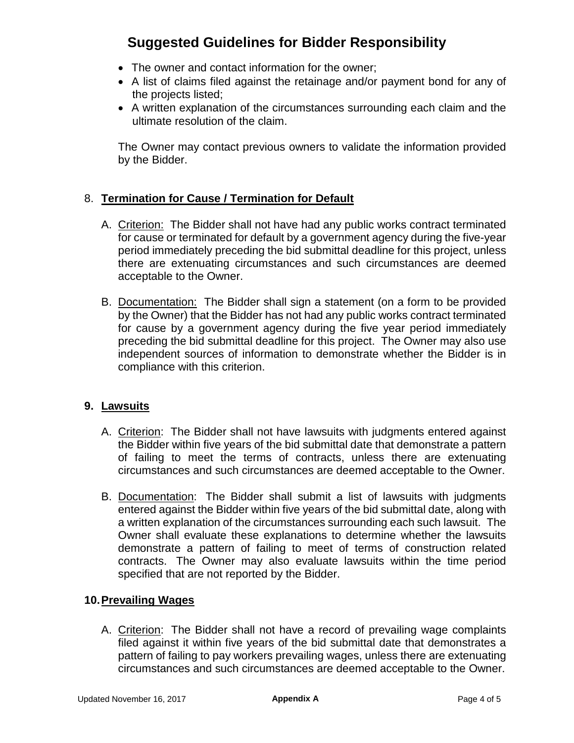# Suggested Guidelines for Bidder Responsibility

- The owner and contact information for the owner;
- A list of claims filed against the retainage and/or payment bond for any of the projects listed;
- A written explanation of the circumstances surrounding each claim and the ultimate resolution of the claim.

The Owner may contact previous owners to validate the information provided by the Bidder.

## 8. Termination for Cause / Termination for Default

A. Criterion: The Bidder shall not have had any public works contract terminated for cause or terminated for default by a government agency during the five-year period immediately preceding the bid submittal deadline for this project, unless there are extenuating circumstances and such circumstances are deemed acceptable to the Owner.

B. Documentation: The Bidder shall sign a statement (on a form to be provided by the Owner) that the Bidder has not had any public works contract terminated for cause by a government agency during the five year period immediately preceding the bid submittal deadline for this project. The Owner may also use independent sources of information to demonstrate whether the Bidder is in compliance with this criterion.

## 9. Lawsuits

A. Criterion: The Bidder shall not have lawsuits with judgments entered against the Bidder within five years of the bid submittal date that demonstrate a pattern of failing to meet the terms of contracts, unless there are extenuating circumstances and such circumstances are deemed acceptable to the Owner.

B. Documentation: The Bidder shall submit a list of lawsuits with judgments entered against the Bidder within five years of the bid submittal date, along with a written explanation of the circumstances surrounding each such lawsuit. The Owner shall evaluate these explanations to determine whether the lawsuits demonstrate a pattern of failing to meet of terms of construction related contracts. The Owner may also evaluate lawsuits within the time period specified that are not reported by the Bidder.

## 10. Prevailing Wages

A. Criterion: The Bidder shall not have a record of prevailing wage complaints filed against it within five years of the bid submittal date that demonstrates a pattern of failing to pay workers prevailing wages, unless there are extenuating circumstances and such circumstances are deemed acceptable to the Owner.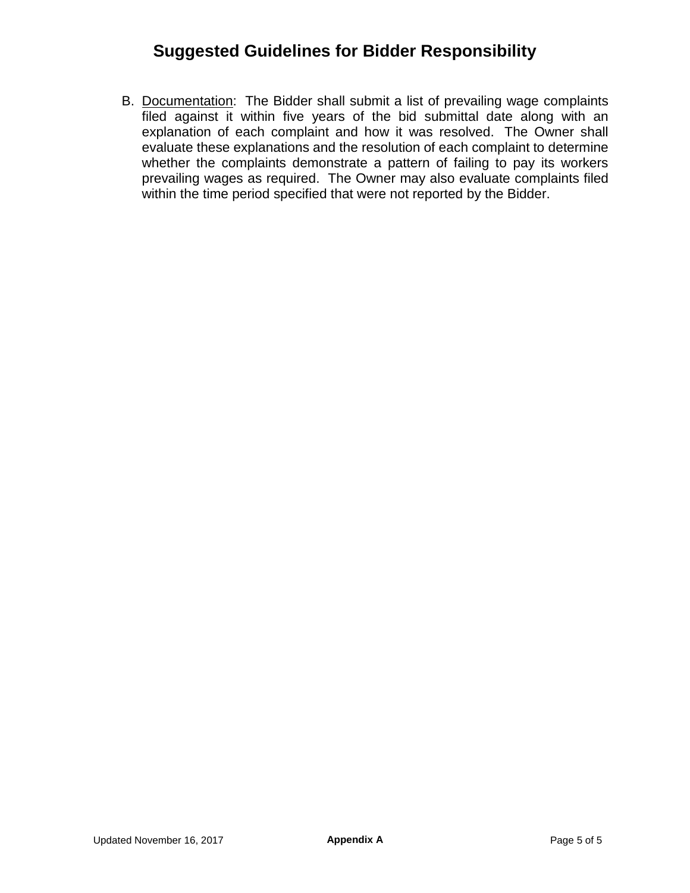# Suggested Guidelines for Bidder Responsibility

B. Documentation: The Bidder shall submit a list of prevailing wage complaints filed against it within five years of the bid submittal date along with an explanation of each complaint and how it was resolved. The Owner shall evaluate these explanations and the resolution of each complaint to determine whether the complaints demonstrate a pattern of failing to pay its workers prevailing wages as required. The Owner may also evaluate complaints filed within the time period specified that were not reported by the Bidder.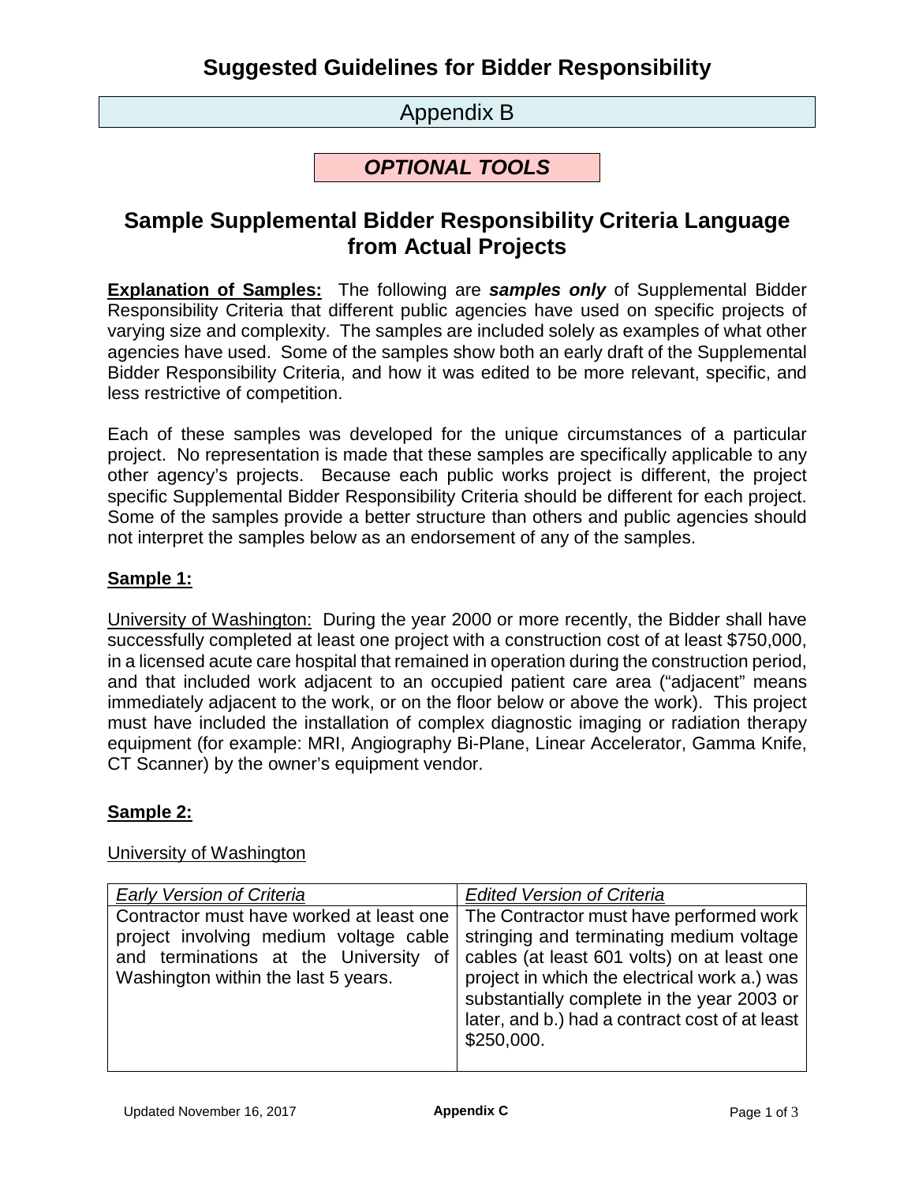# Suggested Guidelines for Bidder Responsibility

## Appendix B

***OPTIONAL TOOLS***

## Sample Supplemental Bidder Responsibility Criteria Language from Actual Projects

**<u>Explanation of Samples:</u>** The following are ***samples only*** of Supplemental Bidder Responsibility Criteria that different public agencies have used on specific projects of varying size and complexity. The samples are included solely as examples of what other agencies have used. Some of the samples show both an early draft of the Supplemental Bidder Responsibility Criteria, and how it was edited to be more relevant, specific, and less restrictive of competition.

Each of these samples was developed for the unique circumstances of a particular project. No representation is made that these samples are specifically applicable to any other agency's projects. Because each public works project is different, the project specific Supplemental Bidder Responsibility Criteria should be different for each project. Some of the samples provide a better structure than others and public agencies should not interpret the samples below as an endorsement of any of the samples.

### <u>Sample 1:</u>

<u>University of Washington:</u> During the year 2000 or more recently, the Bidder shall have successfully completed at least one project with a construction cost of at least $750,000, in a licensed acute care hospital that remained in operation during the construction period, and that included work adjacent to an occupied patient care area ("adjacent" means immediately adjacent to the work, or on the floor below or above the work). This project must have included the installation of complex diagnostic imaging or radiation therapy equipment (for example: MRI, Angiography Bi-Plane, Linear Accelerator, Gamma Knife, CT Scanner) by the owner's equipment vendor.

### <u>Sample 2:</u>

<u>University of Washington</u>

| *Early Version of Criteria* | *Edited Version of Criteria* |
|---|---|
| Contractor must have worked at least one project involving medium voltage cable and terminations at the University of Washington within the last 5 years. | The Contractor must have performed work stringing and terminating medium voltage cables (at least 601 volts) on at least one project in which the electrical work a.) was substantially complete in the year 2003 or later, and b.) had a contract cost of at least $250,000. |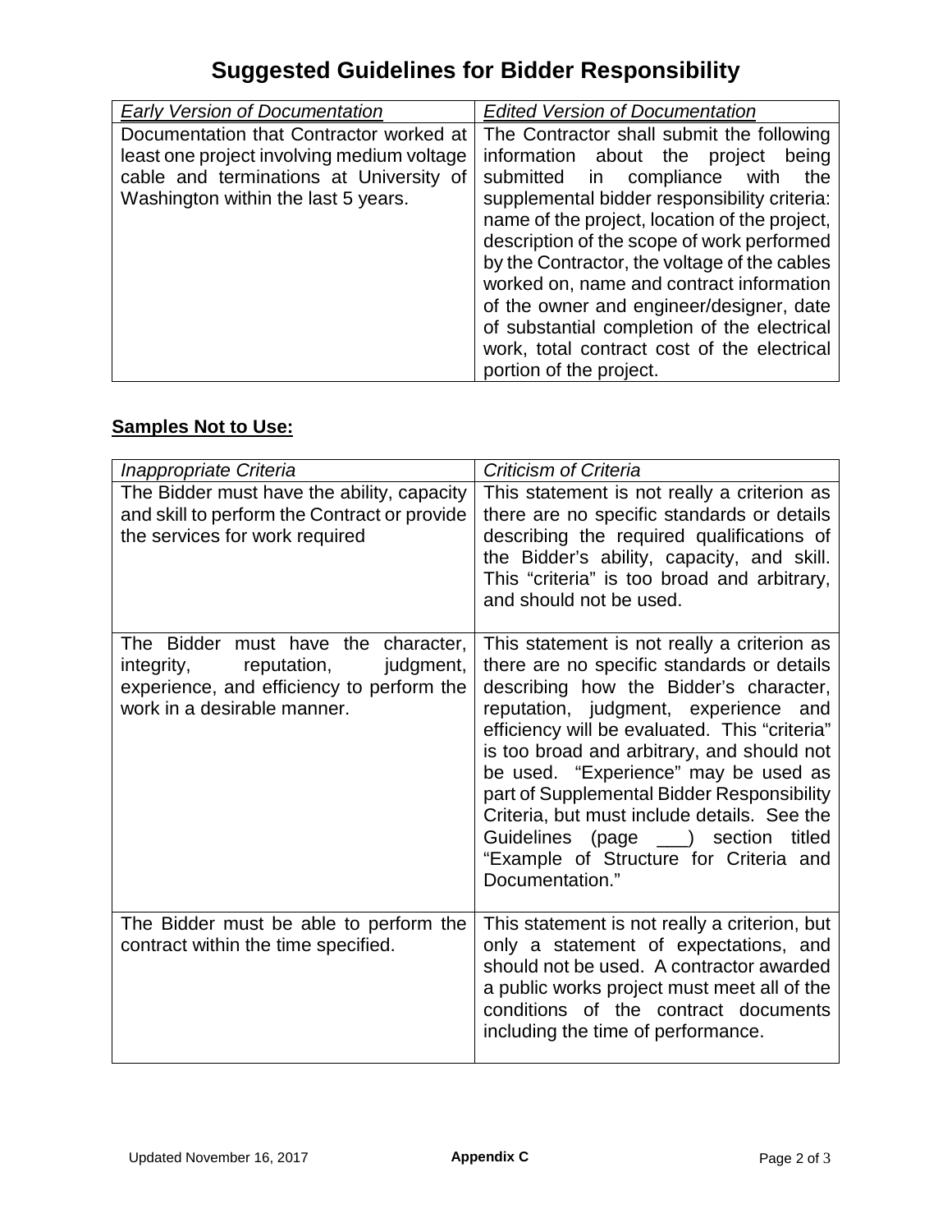# Suggested Guidelines for Bidder Responsibility

| *Early Version of Documentation* | *Edited Version of Documentation* |
|---|---|
| Documentation that Contractor worked at least one project involving medium voltage cable and terminations at University of Washington within the last 5 years. | The Contractor shall submit the following information about the project being submitted in compliance with the supplemental bidder responsibility criteria: name of the project, location of the project, description of the scope of work performed by the Contractor, the voltage of the cables worked on, name and contract information of the owner and engineer/designer, date of substantial completion of the electrical work, total contract cost of the electrical portion of the project. |

## Samples Not to Use:

| *Inappropriate Criteria* | *Criticism of Criteria* |
|---|---|
| The Bidder must have the ability, capacity and skill to perform the Contract or provide the services for work required | This statement is not really a criterion as there are no specific standards or details describing the required qualifications of the Bidder's ability, capacity, and skill. This "criteria" is too broad and arbitrary, and should not be used. |
| The Bidder must have the character, integrity, reputation, judgment, experience, and efficiency to perform the work in a desirable manner. | This statement is not really a criterion as there are no specific standards or details describing how the Bidder's character, reputation, judgment, experience and efficiency will be evaluated. This "criteria" is too broad and arbitrary, and should not be used. "Experience" may be used as part of Supplemental Bidder Responsibility Criteria, but must include details. See the Guidelines (page ___) section titled "Example of Structure for Criteria and Documentation." |
| The Bidder must be able to perform the contract within the time specified. | This statement is not really a criterion, but only a statement of expectations, and should not be used. A contractor awarded a public works project must meet all of the conditions of the contract documents including the time of performance. |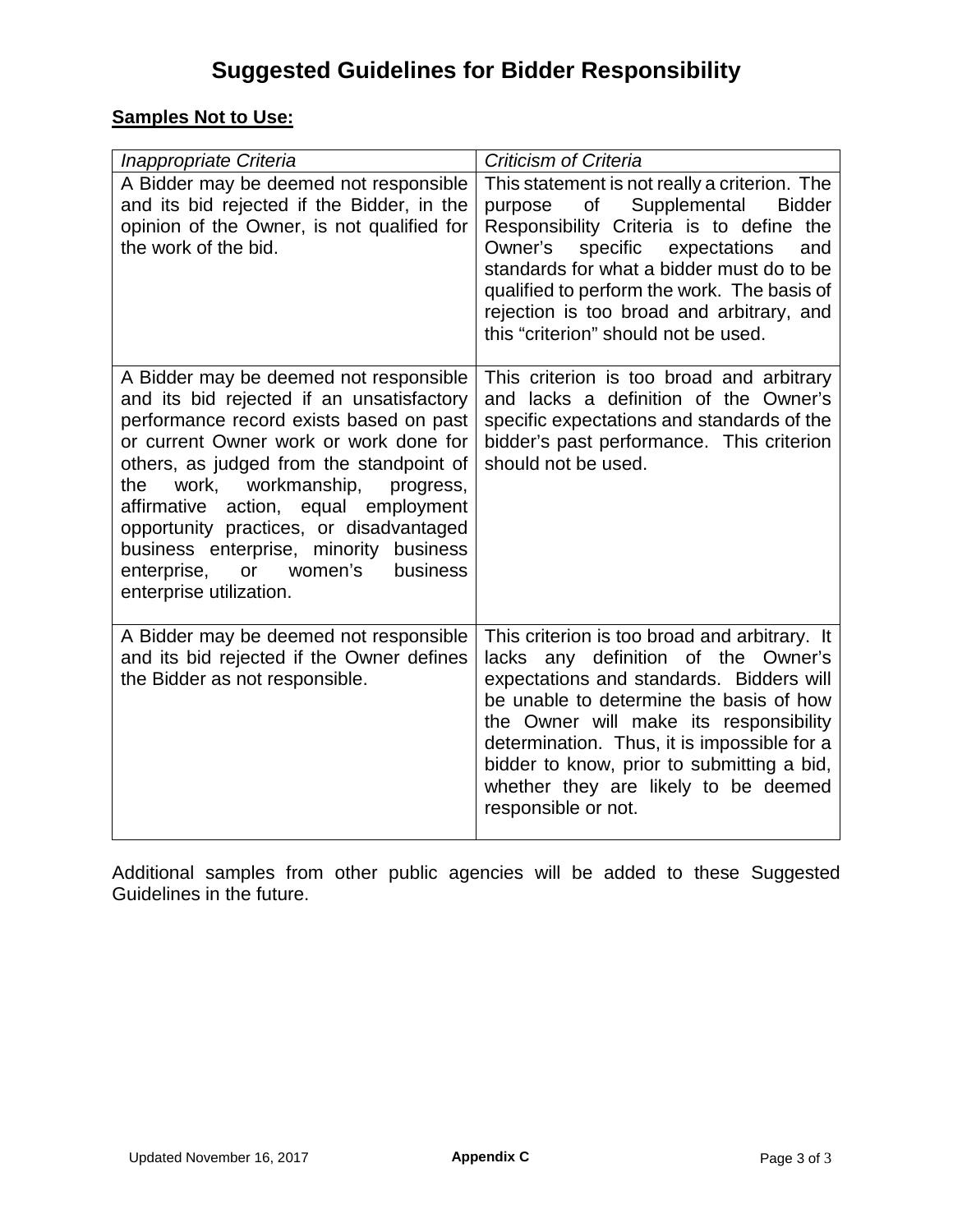# Suggested Guidelines for Bidder Responsibility

**Samples Not to Use:**

| *Inappropriate Criteria* | *Criticism of Criteria* |
|---|---|
| A Bidder may be deemed not responsible and its bid rejected if the Bidder, in the opinion of the Owner, is not qualified for the work of the bid. | This statement is not really a criterion. The purpose of Supplemental Bidder Responsibility Criteria is to define the Owner's specific expectations and standards for what a bidder must do to be qualified to perform the work. The basis of rejection is too broad and arbitrary, and this "criterion" should not be used. |
| A Bidder may be deemed not responsible and its bid rejected if an unsatisfactory performance record exists based on past or current Owner work or work done for others, as judged from the standpoint of the work, workmanship, progress, affirmative action, equal employment opportunity practices, or disadvantaged business enterprise, minority business enterprise, or women's business enterprise utilization. | This criterion is too broad and arbitrary and lacks a definition of the Owner's specific expectations and standards of the bidder's past performance. This criterion should not be used. |
| A Bidder may be deemed not responsible and its bid rejected if the Owner defines the Bidder as not responsible. | This criterion is too broad and arbitrary. It lacks any definition of the Owner's expectations and standards. Bidders will be unable to determine the basis of how the Owner will make its responsibility determination. Thus, it is impossible for a bidder to know, prior to submitting a bid, whether they are likely to be deemed responsible or not. |

Additional samples from other public agencies will be added to these Suggested Guidelines in the future.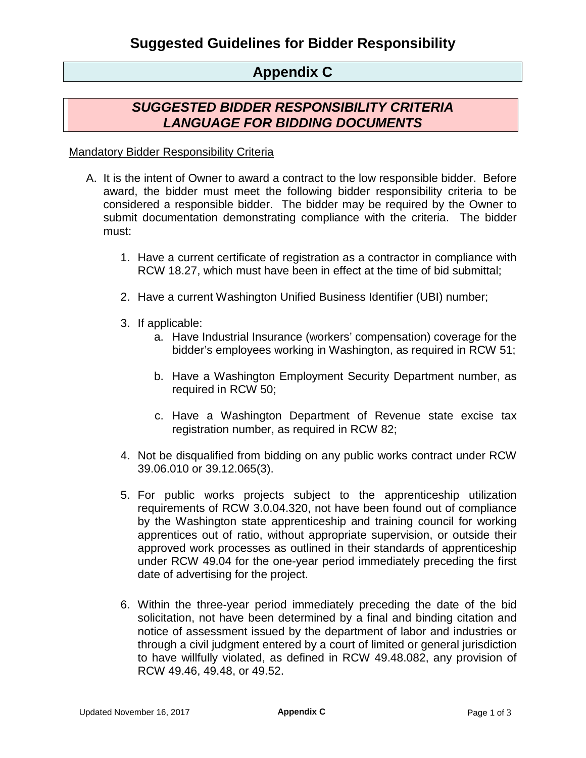# Suggested Guidelines for Bidder Responsibility

## Appendix C

### *SUGGESTED BIDDER RESPONSIBILITY CRITERIA LANGUAGE FOR BIDDING DOCUMENTS*

<u>Mandatory Bidder Responsibility Criteria</u>

A. It is the intent of Owner to award a contract to the low responsible bidder. Before award, the bidder must meet the following bidder responsibility criteria to be considered a responsible bidder. The bidder may be required by the Owner to submit documentation demonstrating compliance with the criteria. The bidder must:

   1. Have a current certificate of registration as a contractor in compliance with RCW 18.27, which must have been in effect at the time of bid submittal;

   2. Have a current Washington Unified Business Identifier (UBI) number;

   3. If applicable:
      a. Have Industrial Insurance (workers' compensation) coverage for the bidder's employees working in Washington, as required in RCW 51;

      b. Have a Washington Employment Security Department number, as required in RCW 50;

      c. Have a Washington Department of Revenue state excise tax registration number, as required in RCW 82;

   4. Not be disqualified from bidding on any public works contract under RCW 39.06.010 or 39.12.065(3).

   5. For public works projects subject to the apprenticeship utilization requirements of RCW 3.0.04.320, not have been found out of compliance by the Washington state apprenticeship and training council for working apprentices out of ratio, without appropriate supervision, or outside their approved work processes as outlined in their standards of apprenticeship under RCW 49.04 for the one-year period immediately preceding the first date of advertising for the project.

   6. Within the three-year period immediately preceding the date of the bid solicitation, not have been determined by a final and binding citation and notice of assessment issued by the department of labor and industries or through a civil judgment entered by a court of limited or general jurisdiction to have willfully violated, as defined in RCW 49.48.082, any provision of RCW 49.46, 49.48, or 49.52.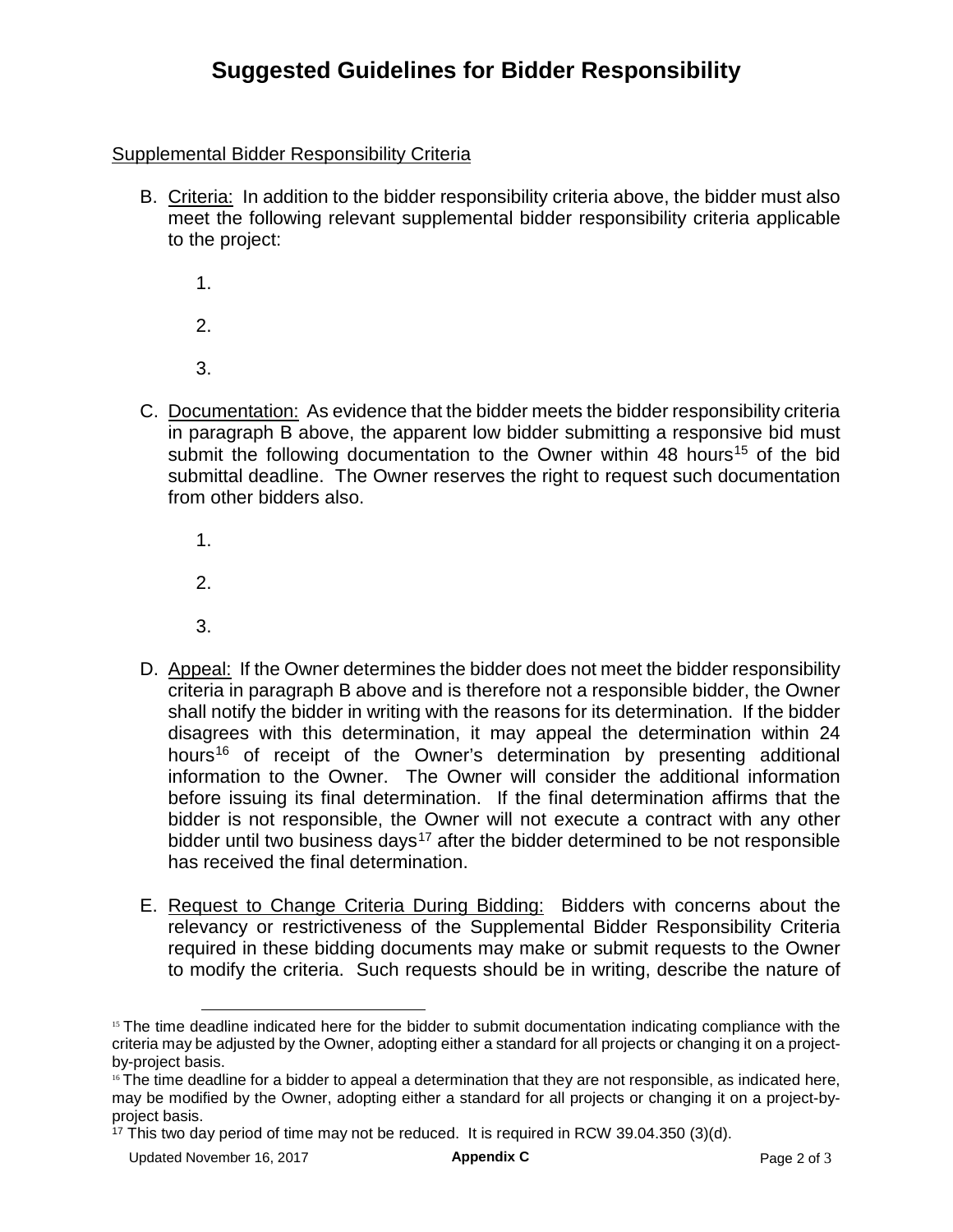# Suggested Guidelines for Bidder Responsibility

Supplemental Bidder Responsibility Criteria

B. Criteria: In addition to the bidder responsibility criteria above, the bidder must also meet the following relevant supplemental bidder responsibility criteria applicable to the project:

   1.

   2.

   3.

C. Documentation: As evidence that the bidder meets the bidder responsibility criteria in paragraph B above, the apparent low bidder submitting a responsive bid must submit the following documentation to the Owner within 48 hours[15] of the bid submittal deadline. The Owner reserves the right to request such documentation from other bidders also.

   1.

   2.

   3.

D. Appeal: If the Owner determines the bidder does not meet the bidder responsibility criteria in paragraph B above and is therefore not a responsible bidder, the Owner shall notify the bidder in writing with the reasons for its determination. If the bidder disagrees with this determination, it may appeal the determination within 24 hours[16] of receipt of the Owner's determination by presenting additional information to the Owner. The Owner will consider the additional information before issuing its final determination. If the final determination affirms that the bidder is not responsible, the Owner will not execute a contract with any other bidder until two business days[17] after the bidder determined to be not responsible has received the final determination.

E. Request to Change Criteria During Bidding: Bidders with concerns about the relevancy or restrictiveness of the Supplemental Bidder Responsibility Criteria required in these bidding documents may make or submit requests to the Owner to modify the criteria. Such requests should be in writing, describe the nature of

---

[15] The time deadline indicated here for the bidder to submit documentation indicating compliance with the criteria may be adjusted by the Owner, adopting either a standard for all projects or changing it on a project-by-project basis.

[16] The time deadline for a bidder to appeal a determination that they are not responsible, as indicated here, may be modified by the Owner, adopting either a standard for all projects or changing it on a project-by-project basis.

[17] This two day period of time may not be reduced. It is required in RCW 39.04.350 (3)(d).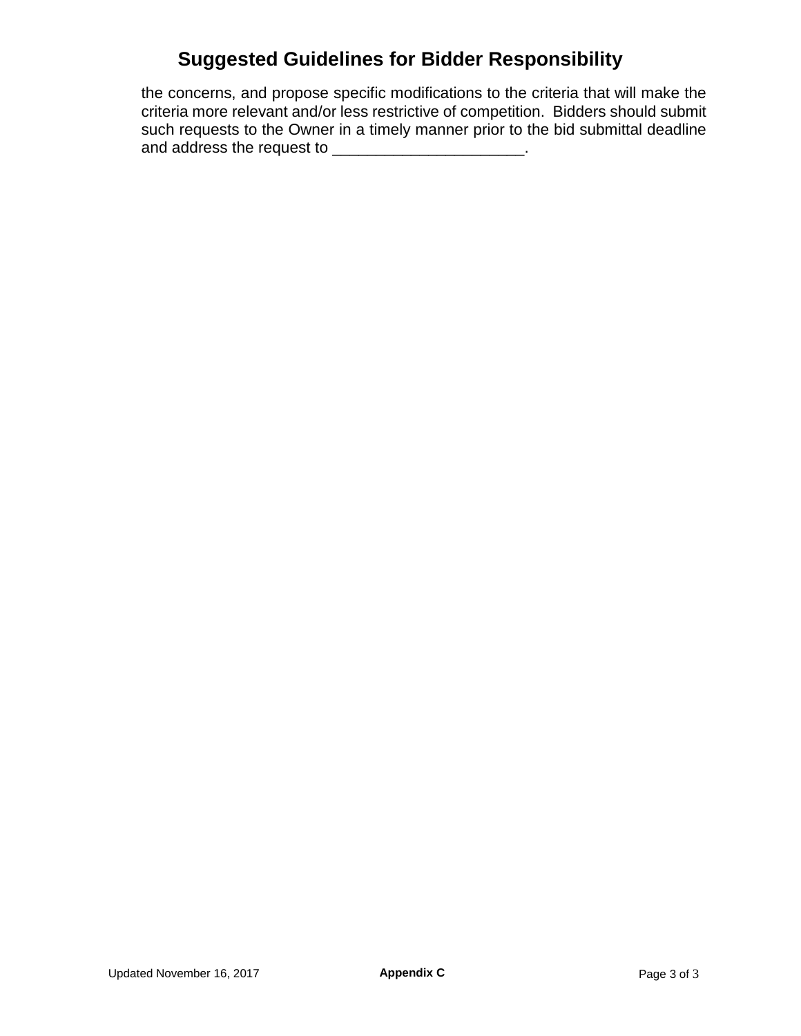the concerns, and propose specific modifications to the criteria that will make the criteria more relevant and/or less restrictive of competition. Bidders should submit such requests to the Owner in a timely manner prior to the bid submittal deadline and address the request to ______________________.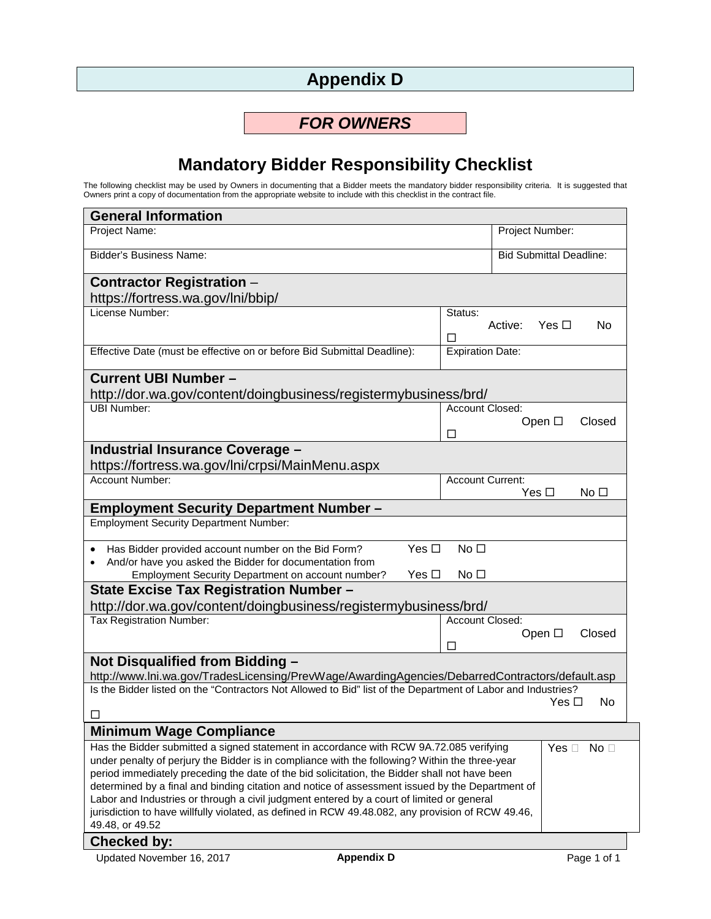# Appendix D

## *FOR OWNERS*

## Mandatory Bidder Responsibility Checklist

The following checklist may be used by Owners in documenting that a Bidder meets the mandatory bidder responsibility criteria. It is suggested that Owners print a copy of documentation from the appropriate website to include with this checklist in the contract file.

| **General Information** | |
|---|---|
| Project Name: | Project Number: |
| Bidder's Business Name: | Bid Submittal Deadline: |

| **Contractor Registration** – https://fortress.wa.gov/lni/bbip/ | |
|---|---|
| License Number: | Status: Active: Yes ☐ No ☐ |
| Effective Date (must be effective on or before Bid Submittal Deadline): | Expiration Date: |

| **Current UBI Number** – http://dor.wa.gov/content/doingbusiness/registermybusiness/brd/ | |
|---|---|
| UBI Number: | Account Closed: Open ☐ Closed ☐ |

| **Industrial Insurance Coverage** – https://fortress.wa.gov/lni/crpsi/MainMenu.aspx | |
|---|---|
| Account Number: | Account Current: Yes ☐ No ☐ |

| **Employment Security Department Number** – |
|---|
| Employment Security Department Number: |
| • Has Bidder provided account number on the Bid Form? Yes ☐ No ☐<br>• And/or have you asked the Bidder for documentation from Employment Security Department on account number? Yes ☐ No ☐ |

| **State Excise Tax Registration Number** – http://dor.wa.gov/content/doingbusiness/registermybusiness/brd/ | |
|---|---|
| Tax Registration Number: | Account Closed: Open ☐ Closed ☐ |

| **Not Disqualified from Bidding** – http://www.lni.wa.gov/TradesLicensing/PrevWage/AwardingAgencies/DebarredContractors/default.asp |
|---|
| Is the Bidder listed on the "Contractors Not Allowed to Bid" list of the Department of Labor and Industries? Yes ☐ No ☐ |

| **Minimum Wage Compliance** | |
|---|---|
| Has the Bidder submitted a signed statement in accordance with RCW 9A.72.085 verifying under penalty of perjury the Bidder is in compliance with the following? Within the three-year period immediately preceding the date of the bid solicitation, the Bidder shall not have been determined by a final and binding citation and notice of assessment issued by the Department of Labor and Industries or through a civil judgment entered by a court of limited or general jurisdiction to have willfully violated, as defined in RCW 49.48.082, any provision of RCW 49.46, 49.48, or 49.52 | Yes ☐ No ☐ |

**Checked by:**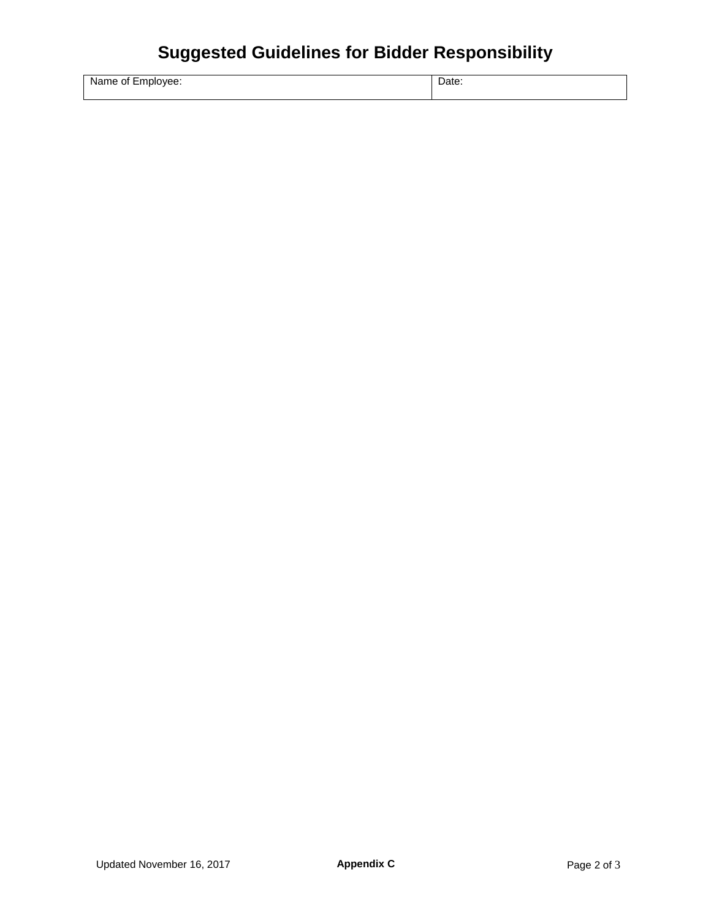# Suggested Guidelines for Bidder Responsibility

| Name of Employee: | Date: |
| --- | --- |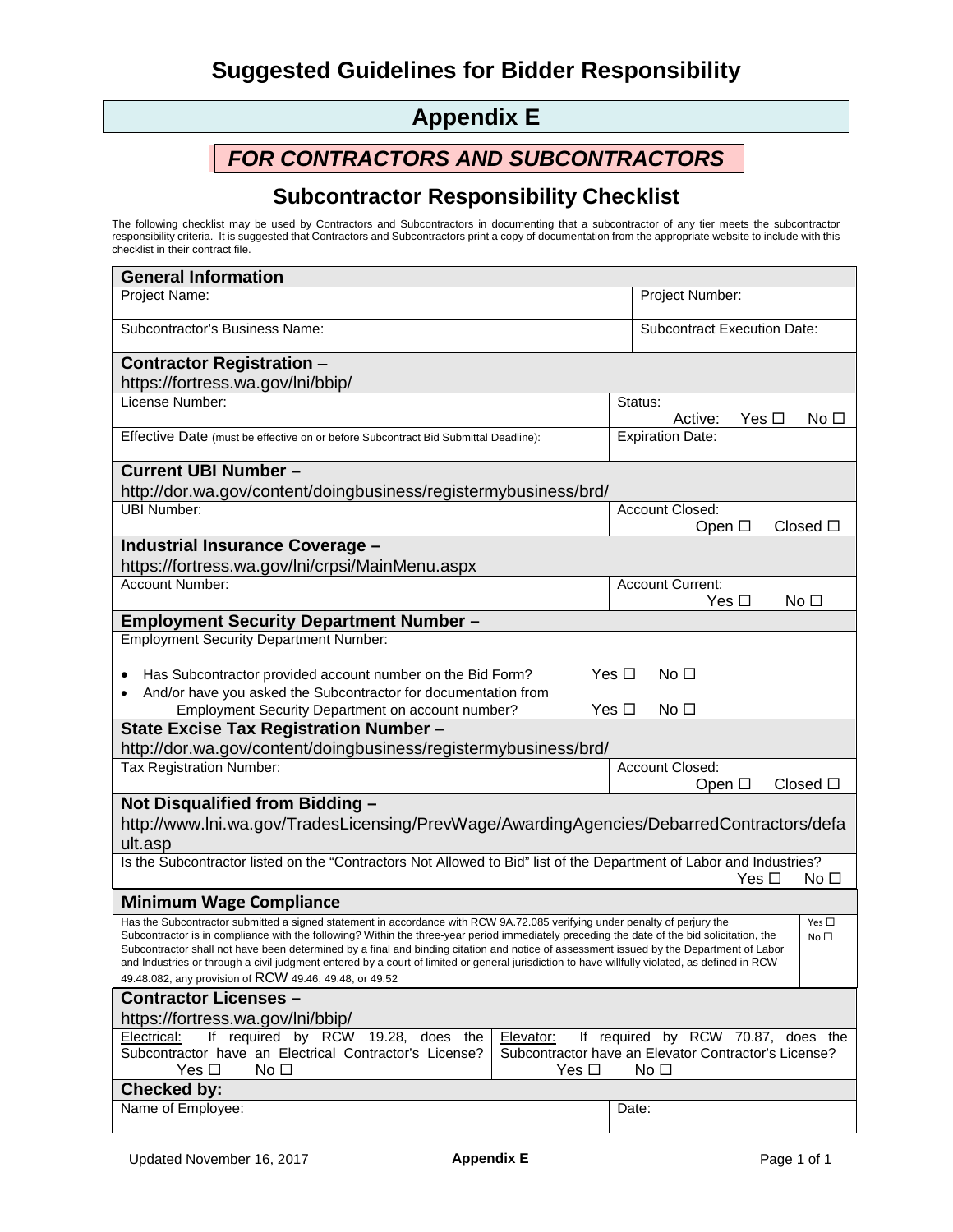# Suggested Guidelines for Bidder Responsibility

## Appendix E

### *FOR CONTRACTORS AND SUBCONTRACTORS*

### Subcontractor Responsibility Checklist

The following checklist may be used by Contractors and Subcontractors in documenting that a subcontractor of any tier meets the subcontractor responsibility criteria. It is suggested that Contractors and Subcontractors print a copy of documentation from the appropriate website to include with this checklist in their contract file.

| **General Information** | |
|---|---|
| Project Name: | Project Number: |
| Subcontractor's Business Name: | Subcontract Execution Date: |
| **Contractor Registration** – https://fortress.wa.gov/lni/bbip/ | |
| License Number: | Status: Active: Yes ☐ No ☐ |
| Effective Date (must be effective on or before Subcontract Bid Submittal Deadline): | Expiration Date: |
| **Current UBI Number –** http://dor.wa.gov/content/doingbusiness/registermybusiness/brd/ | |
| UBI Number: | Account Closed: Open ☐ Closed ☐ |
| **Industrial Insurance Coverage –** https://fortress.wa.gov/lni/crpsi/MainMenu.aspx | |
| Account Number: | Account Current: Yes ☐ No ☐ |
| **Employment Security Department Number –** | |
| Employment Security Department Number: | |
| • Has Subcontractor provided account number on the Bid Form? Yes ☐ No ☐<br>• And/or have you asked the Subcontractor for documentation from Employment Security Department on account number? Yes ☐ No ☐ | |
| **State Excise Tax Registration Number –** http://dor.wa.gov/content/doingbusiness/registermybusiness/brd/ | |
| Tax Registration Number: | Account Closed: Open ☐ Closed ☐ |
| **Not Disqualified from Bidding –** http://www.lni.wa.gov/TradesLicensing/PrevWage/AwardingAgencies/DebarredContractors/default.asp | |
| Is the Subcontractor listed on the "Contractors Not Allowed to Bid" list of the Department of Labor and Industries? | Yes ☐ No ☐ |
| **Minimum Wage Compliance** | |
| Has the Subcontractor submitted a signed statement in accordance with RCW 9A.72.085 verifying under penalty of perjury the Subcontractor is in compliance with the following? Within the three-year period immediately preceding the date of the bid solicitation, the Subcontractor shall not have been determined by a final and binding citation and notice of assessment issued by the Department of Labor and Industries or through a civil judgment entered by a court of limited or general jurisdiction to have willfully violated, as defined in RCW 49.48.082, any provision of RCW 49.46, 49.48, or 49.52 | Yes ☐ No ☐ |
| **Contractor Licenses –** https://fortress.wa.gov/lni/bbip/ | |
| Electrical: If required by RCW 19.28, does the Subcontractor have an Electrical Contractor's License? Yes ☐ No ☐ | Elevator: If required by RCW 70.87, does the Subcontractor have an Elevator Contractor's License? Yes ☐ No ☐ |
| **Checked by:** | |
| Name of Employee: | Date: |

Updated November 16, 2017 — Appendix E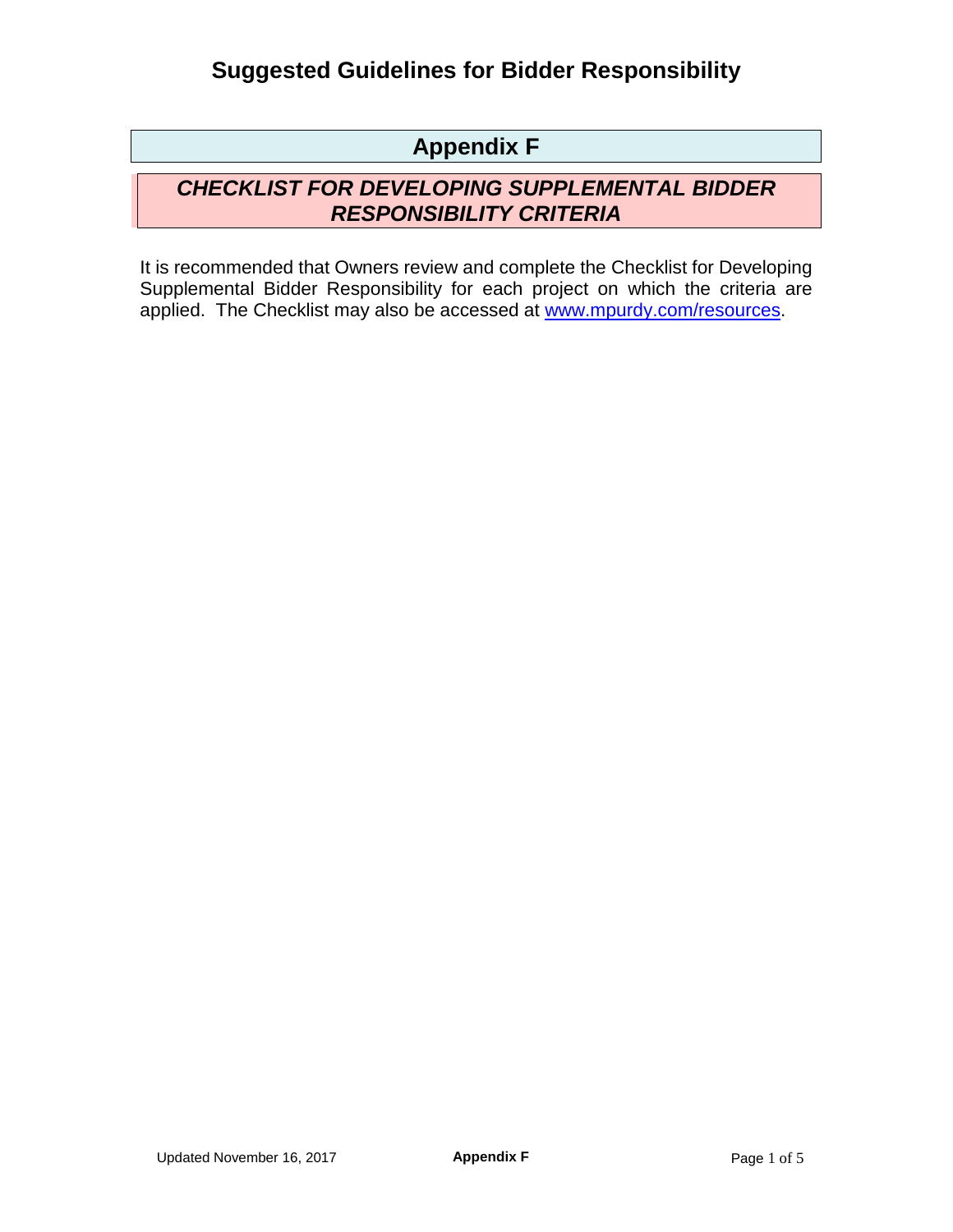# Appendix F

## *CHECKLIST FOR DEVELOPING SUPPLEMENTAL BIDDER RESPONSIBILITY CRITERIA*

It is recommended that Owners review and complete the Checklist for Developing Supplemental Bidder Responsibility for each project on which the criteria are applied. The Checklist may also be accessed at www.mpurdy.com/resources.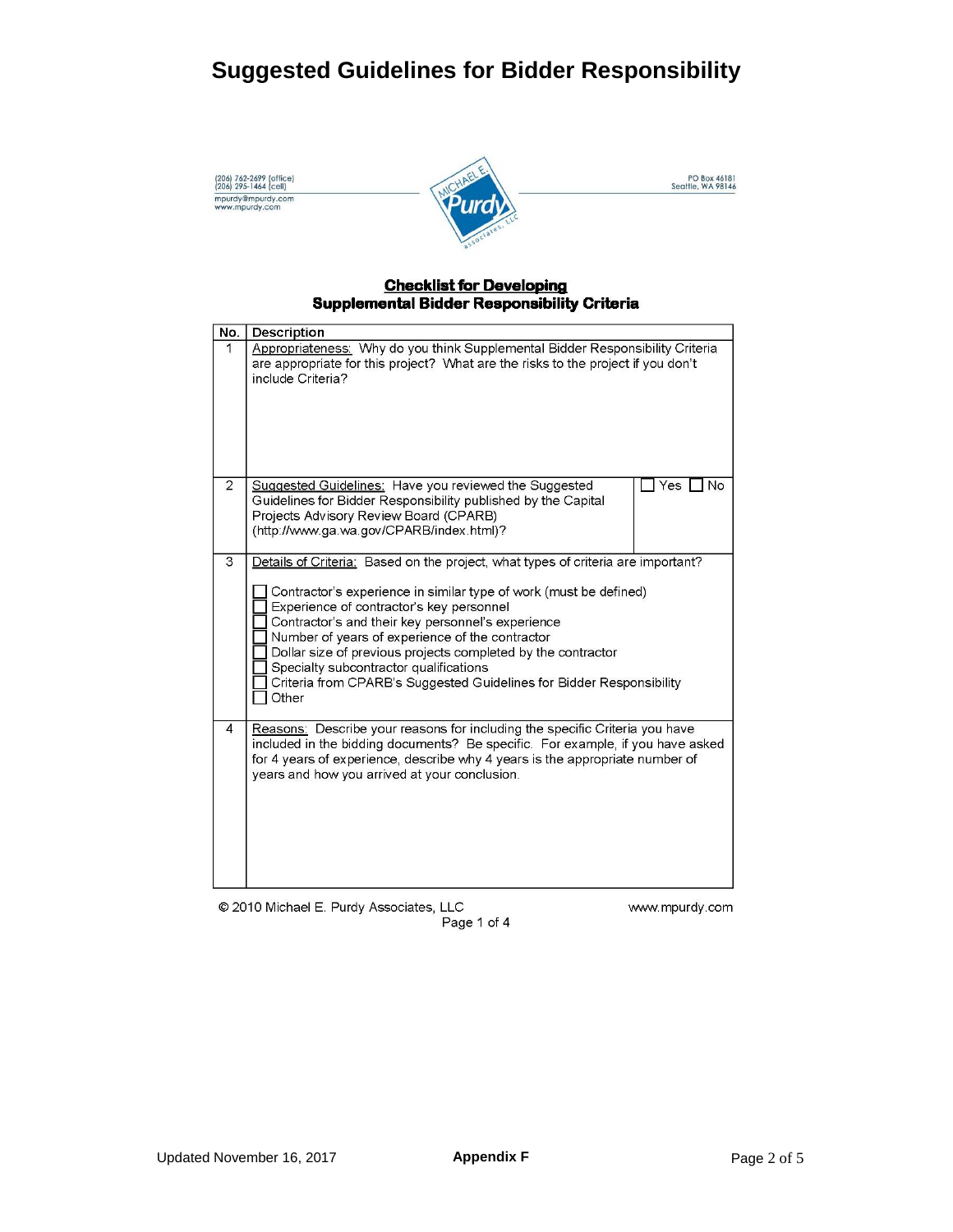# Suggested Guidelines for Bidder Responsibility

(206) 762-2699 (office)
(206) 295-1464 (cell)
mpurdy@mpurdy.com
www.mpurdy.com

MICHAEL E. Purdy Associates, LLC

PO Box 46181
Seattle, WA 98146

**Checklist for Developing**
**Supplemental Bidder Responsibility Criteria**

| No. | Description | |
|---|---|---|
| 1 | Appropriateness: Why do you think Supplemental Bidder Responsibility Criteria are appropriate for this project? What are the risks to the project if you don't include Criteria? | |
| 2 | Suggested Guidelines: Have you reviewed the Suggested Guidelines for Bidder Responsibility published by the Capital Projects Advisory Review Board (CPARB) (http://www.ga.wa.gov/CPARB/index.html)? | ☐ Yes ☐ No |
| 3 | Details of Criteria: Based on the project, what types of criteria are important?<br><br>☐ Contractor's experience in similar type of work (must be defined)<br>☐ Experience of contractor's key personnel<br>☐ Contractor's and their key personnel's experience<br>☐ Number of years of experience of the contractor<br>☐ Dollar size of previous projects completed by the contractor<br>☐ Specialty subcontractor qualifications<br>☐ Criteria from CPARB's Suggested Guidelines for Bidder Responsibility<br>☐ Other | |
| 4 | Reasons: Describe your reasons for including the specific Criteria you have included in the bidding documents? Be specific. For example, if you have asked for 4 years of experience, describe why 4 years is the appropriate number of years and how you arrived at your conclusion. | |

© 2010 Michael E. Purdy Associates, LLC — www.mpurdy.com — Page 1 of 4

Updated November 16, 2017 — **Appendix F**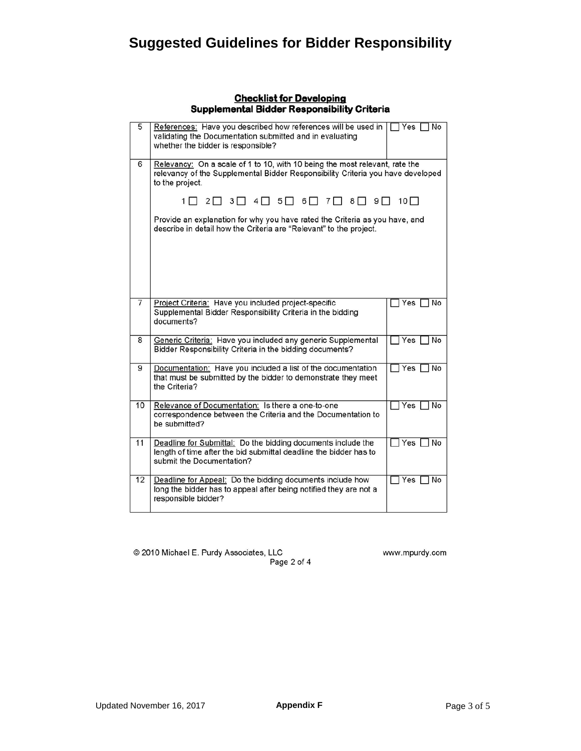# Suggested Guidelines for Bidder Responsibility

## Checklist for Developing Supplemental Bidder Responsibility Criteria

| | | |
|---|---|---|
| 5 | References: Have you described how references will be used in validating the Documentation submitted and in evaluating whether the bidder is responsible? | ☐ Yes ☐ No |
| 6 | Relevancy: On a scale of 1 to 10, with 10 being the most relevant, rate the relevancy of the Supplemental Bidder Responsibility Criteria you have developed to the project.<br><br>1☐ 2☐ 3☐ 4☐ 5☐ 6☐ 7☐ 8☐ 9☐ 10☐<br><br>Provide an explanation for why you have rated the Criteria as you have, and describe in detail how the Criteria are "Relevant" to the project. | |
| 7 | Project Criteria: Have you included project-specific Supplemental Bidder Responsibility Criteria in the bidding documents? | ☐ Yes ☐ No |
| 8 | Generic Criteria: Have you included any generic Supplemental Bidder Responsibility Criteria in the bidding documents? | ☐ Yes ☐ No |
| 9 | Documentation: Have you included a list of the documentation that must be submitted by the bidder to demonstrate they meet the Criteria? | ☐ Yes ☐ No |
| 10 | Relevance of Documentation: Is there a one-to-one correspondence between the Criteria and the Documentation to be submitted? | ☐ Yes ☐ No |
| 11 | Deadline for Submittal: Do the bidding documents include the length of time after the bid submittal deadline the bidder has to submit the Documentation? | ☐ Yes ☐ No |
| 12 | Deadline for Appeal: Do the bidding documents include how long the bidder has to appeal after being notified they are not a responsible bidder? | ☐ Yes ☐ No |

© 2010 Michael E. Purdy Associates, LLC www.mpurdy.com

Page 2 of 4

Updated November 16, 2017 **Appendix F**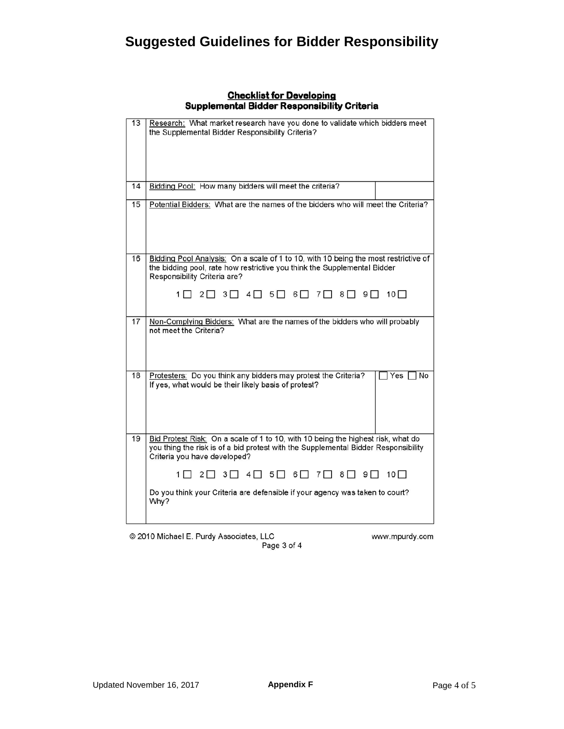# Suggested Guidelines for Bidder Responsibility

**Checklist for Developing**
**Supplemental Bidder Responsibility Criteria**

| # | Question | |
|---|---|---|
| 13 | Research: What market research have you done to validate which bidders meet the Supplemental Bidder Responsibility Criteria? | |
| 14 | Bidding Pool: How many bidders will meet the criteria? | |
| 15 | Potential Bidders: What are the names of the bidders who will meet the Criteria? | |
| 16 | Bidding Pool Analysis: On a scale of 1 to 10, with 10 being the most restrictive of the bidding pool, rate how restrictive you think the Supplemental Bidder Responsibility Criteria are?<br><br>1 ☐ 2 ☐ 3 ☐ 4 ☐ 5 ☐ 6 ☐ 7 ☐ 8 ☐ 9 ☐ 10 ☐ | |
| 17 | Non-Complying Bidders: What are the names of the bidders who will probably not meet the Criteria? | |
| 18 | Protesters: Do you think any bidders may protest the Criteria? If yes, what would be their likely basis of protest? | ☐ Yes ☐ No |
| 19 | Bid Protest Risk: On a scale of 1 to 10, with 10 being the highest risk, what do you thing the risk is of a bid protest with the Supplemental Bidder Responsibility Criteria you have developed?<br><br>1 ☐ 2 ☐ 3 ☐ 4 ☐ 5 ☐ 6 ☐ 7 ☐ 8 ☐ 9 ☐ 10 ☐<br><br>Do you think your Criteria are defensible if your agency was taken to court? Why? | |

© 2010 Michael E. Purdy Associates, LLC www.mpurdy.com

Page 3 of 4

Appendix F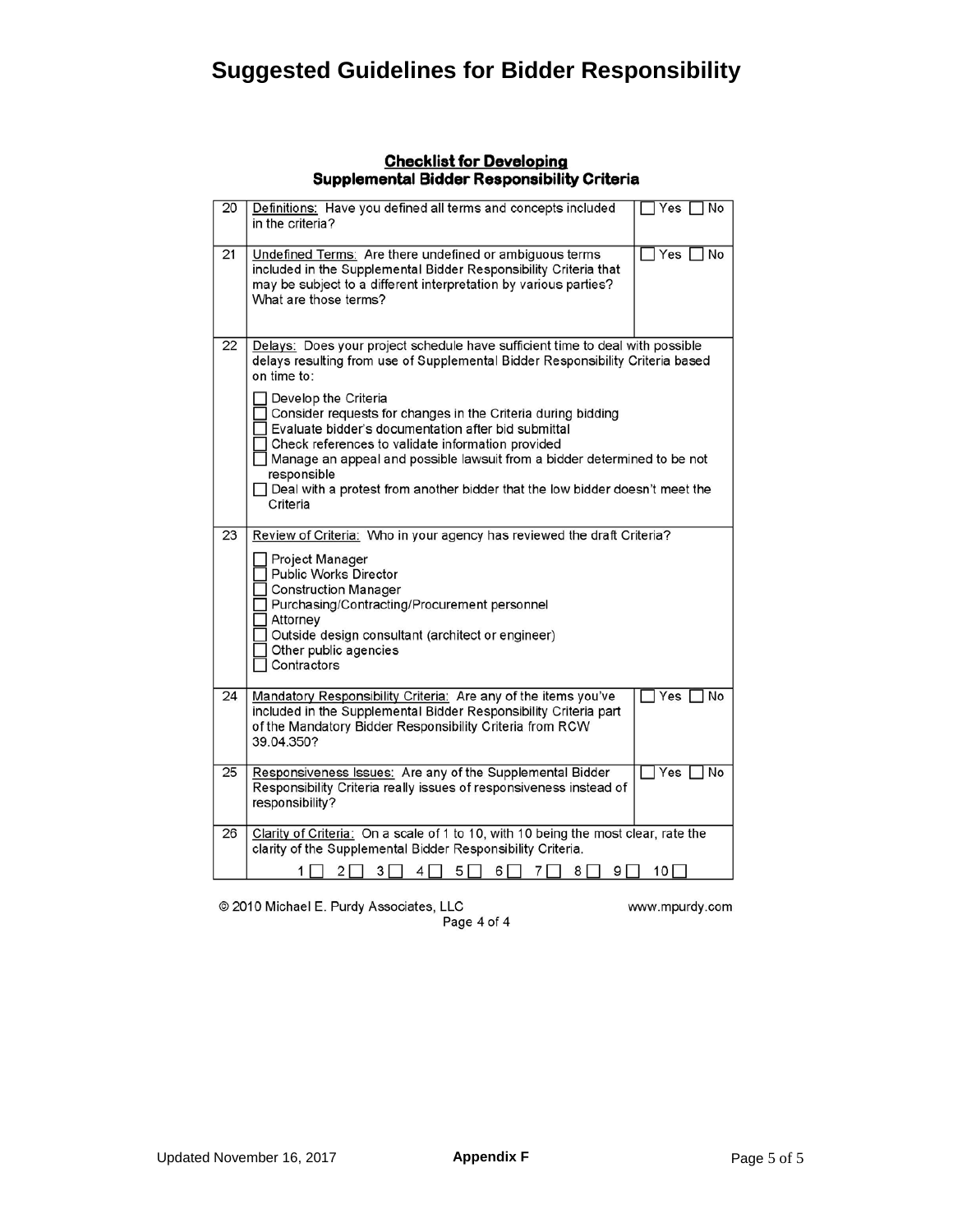# Suggested Guidelines for Bidder Responsibility

**Checklist for Developing**
**Supplemental Bidder Responsibility Criteria**

| | | |
|---|---|---|
| 20 | Definitions: Have you defined all terms and concepts included in the criteria? | ☐ Yes ☐ No |
| 21 | Undefined Terms: Are there undefined or ambiguous terms included in the Supplemental Bidder Responsibility Criteria that may be subject to a different interpretation by various parties? What are those terms? | ☐ Yes ☐ No |
| 22 | Delays: Does your project schedule have sufficient time to deal with possible delays resulting from use of Supplemental Bidder Responsibility Criteria based on time to:<br>☐ Develop the Criteria<br>☐ Consider requests for changes in the Criteria during bidding<br>☐ Evaluate bidder's documentation after bid submittal<br>☐ Check references to validate information provided<br>☐ Manage an appeal and possible lawsuit from a bidder determined to be not responsible<br>☐ Deal with a protest from another bidder that the low bidder doesn't meet the Criteria | |
| 23 | Review of Criteria: Who in your agency has reviewed the draft Criteria?<br>☐ Project Manager<br>☐ Public Works Director<br>☐ Construction Manager<br>☐ Purchasing/Contracting/Procurement personnel<br>☐ Attorney<br>☐ Outside design consultant (architect or engineer)<br>☐ Other public agencies<br>☐ Contractors | |
| 24 | Mandatory Responsibility Criteria: Are any of the items you've included in the Supplemental Bidder Responsibility Criteria part of the Mandatory Bidder Responsibility Criteria from RCW 39.04.350? | ☐ Yes ☐ No |
| 25 | Responsiveness Issues: Are any of the Supplemental Bidder Responsibility Criteria really issues of responsiveness instead of responsibility? | ☐ Yes ☐ No |
| 26 | Clarity of Criteria: On a scale of 1 to 10, with 10 being the most clear, rate the clarity of the Supplemental Bidder Responsibility Criteria.<br>1 ☐ 2 ☐ 3 ☐ 4 ☐ 5 ☐ 6 ☐ 7 ☐ 8 ☐ 9 ☐ 10 ☐ | |

© 2010 Michael E. Purdy Associates, LLC www.mpurdy.com

Updated November 16, 2017 **Appendix F**